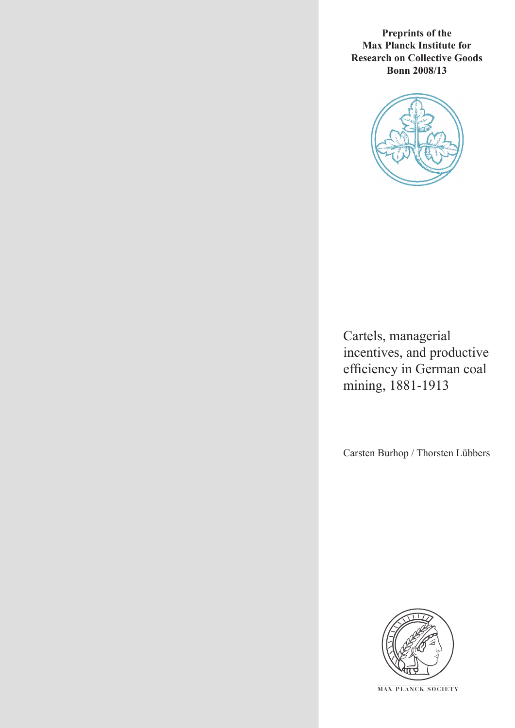**Preprints of the Max Planck Institute for Research on Collective Goods Bonn 2008/13**

# Cartels, managerial incentives, and productive efficiency in German coal mining, 1881-1913

Carsten Burhop / Thorsten Lübbers

MAX PLANCK SOCIETY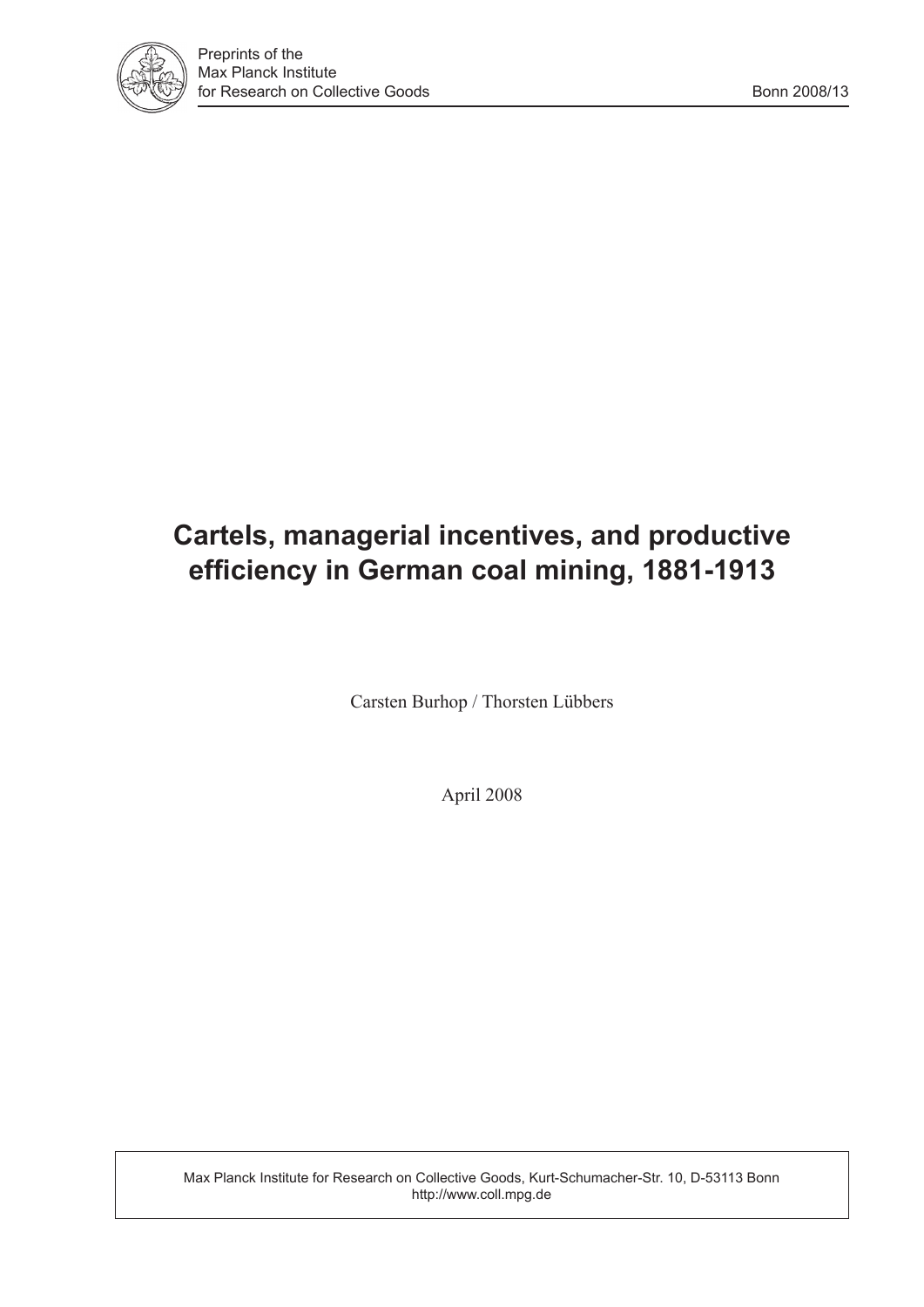Preprints of the
Max Planck Institute
for Research on Collective Goods

Bonn 2008/13

# Cartels, managerial incentives, and productive efficiency in German coal mining, 1881-1913

Carsten Burhop / Thorsten Lübbers

April 2008

Max Planck Institute for Research on Collective Goods, Kurt-Schumacher-Str. 10, D-53113 Bonn
http://www.coll.mpg.de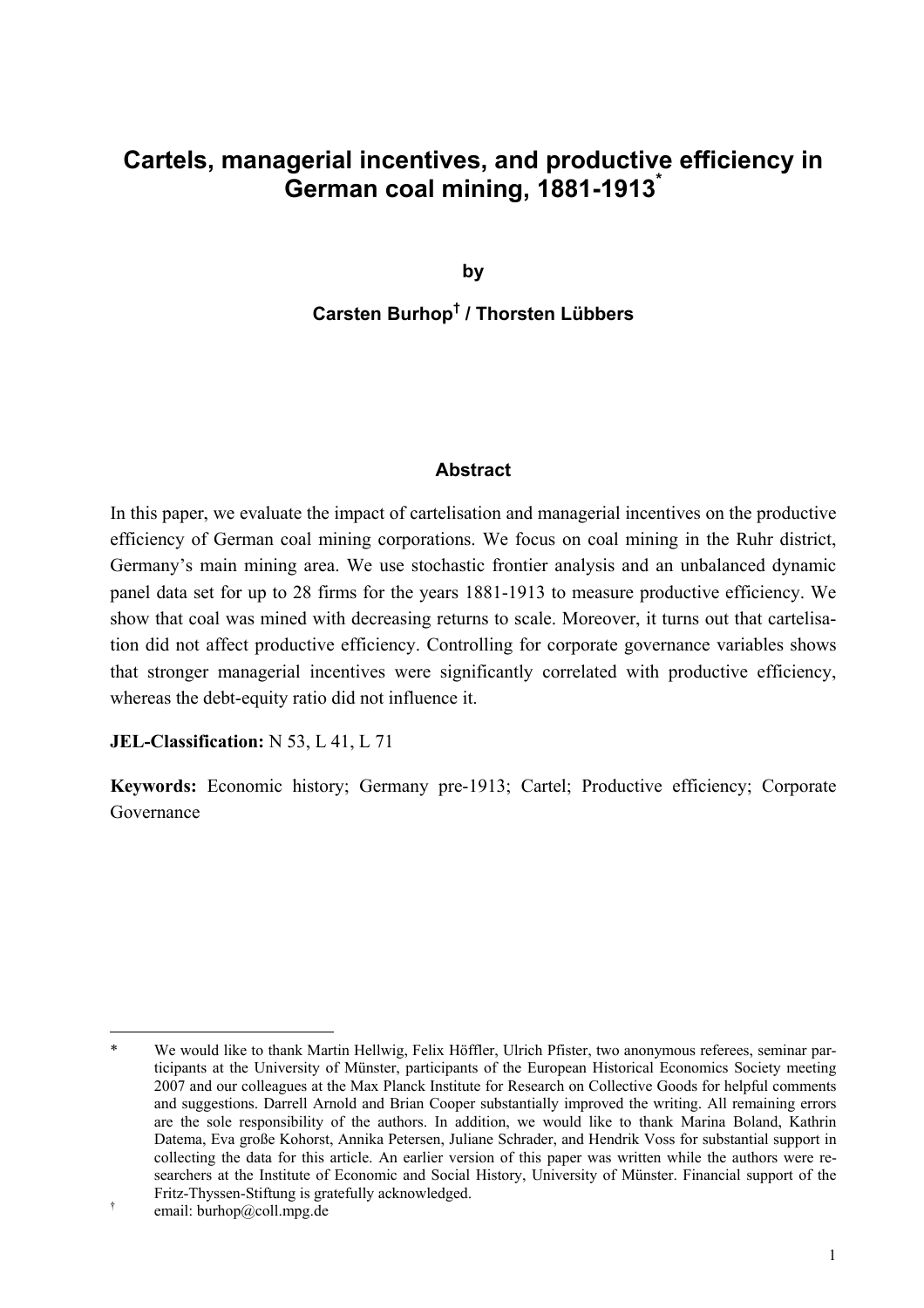# Cartels, managerial incentives, and productive efficiency in German coal mining, 1881-1913*

**by**

**Carsten Burhop† / Thorsten Lübbers**

## Abstract

In this paper, we evaluate the impact of cartelisation and managerial incentives on the productive efficiency of German coal mining corporations. We focus on coal mining in the Ruhr district, Germany's main mining area. We use stochastic frontier analysis and an unbalanced dynamic panel data set for up to 28 firms for the years 1881-1913 to measure productive efficiency. We show that coal was mined with decreasing returns to scale. Moreover, it turns out that cartelisation did not affect productive efficiency. Controlling for corporate governance variables shows that stronger managerial incentives were significantly correlated with productive efficiency, whereas the debt-equity ratio did not influence it.

**JEL-Classification:** N 53, L 41, L 71

**Keywords:** Economic history; Germany pre-1913; Cartel; Productive efficiency; Corporate Governance

---

\* We would like to thank Martin Hellwig, Felix Höffler, Ulrich Pfister, two anonymous referees, seminar participants at the University of Münster, participants of the European Historical Economics Society meeting 2007 and our colleagues at the Max Planck Institute for Research on Collective Goods for helpful comments and suggestions. Darrell Arnold and Brian Cooper substantially improved the writing. All remaining errors are the sole responsibility of the authors. In addition, we would like to thank Marina Boland, Kathrin Datema, Eva große Kohorst, Annika Petersen, Juliane Schrader, and Hendrik Voss for substantial support in collecting the data for this article. An earlier version of this paper was written while the authors were researchers at the Institute of Economic and Social History, University of Münster. Financial support of the Fritz-Thyssen-Stiftung is gratefully acknowledged.

† email: burhop@coll.mpg.de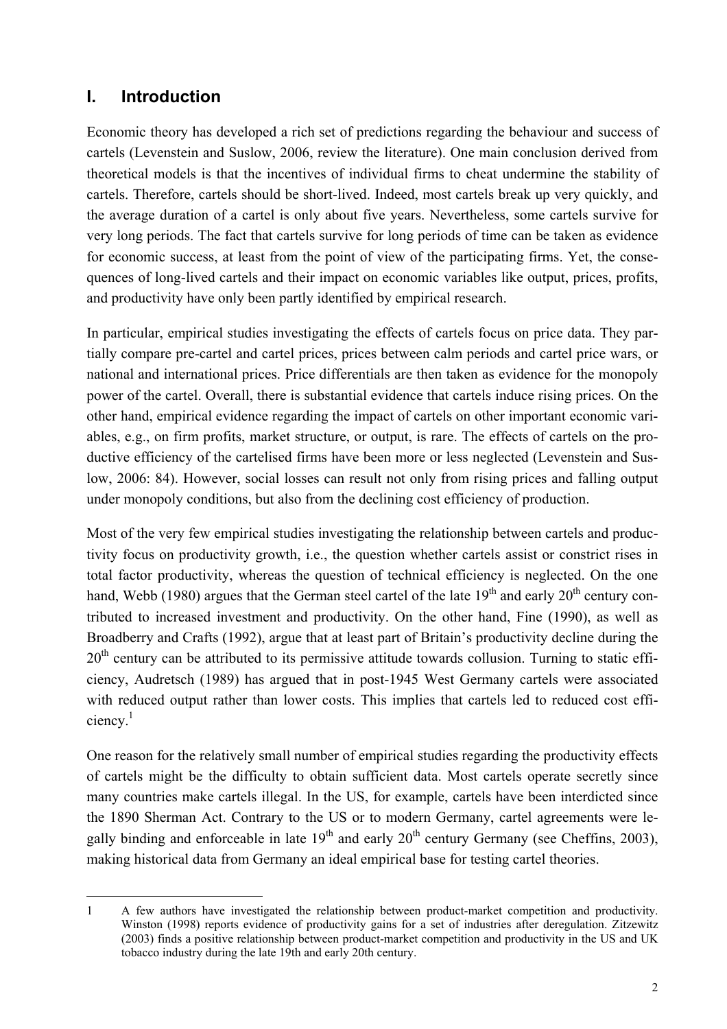## I. Introduction

Economic theory has developed a rich set of predictions regarding the behaviour and success of cartels (Levenstein and Suslow, 2006, review the literature). One main conclusion derived from theoretical models is that the incentives of individual firms to cheat undermine the stability of cartels. Therefore, cartels should be short-lived. Indeed, most cartels break up very quickly, and the average duration of a cartel is only about five years. Nevertheless, some cartels survive for very long periods. The fact that cartels survive for long periods of time can be taken as evidence for economic success, at least from the point of view of the participating firms. Yet, the consequences of long-lived cartels and their impact on economic variables like output, prices, profits, and productivity have only been partly identified by empirical research.

In particular, empirical studies investigating the effects of cartels focus on price data. They partially compare pre-cartel and cartel prices, prices between calm periods and cartel price wars, or national and international prices. Price differentials are then taken as evidence for the monopoly power of the cartel. Overall, there is substantial evidence that cartels induce rising prices. On the other hand, empirical evidence regarding the impact of cartels on other important economic variables, e.g., on firm profits, market structure, or output, is rare. The effects of cartels on the productive efficiency of the cartelised firms have been more or less neglected (Levenstein and Suslow, 2006: 84). However, social losses can result not only from rising prices and falling output under monopoly conditions, but also from the declining cost efficiency of production.

Most of the very few empirical studies investigating the relationship between cartels and productivity focus on productivity growth, i.e., the question whether cartels assist or constrict rises in total factor productivity, whereas the question of technical efficiency is neglected. On the one hand, Webb (1980) argues that the German steel cartel of the late 19th and early 20th century contributed to increased investment and productivity. On the other hand, Fine (1990), as well as Broadberry and Crafts (1992), argue that at least part of Britain's productivity decline during the 20th century can be attributed to its permissive attitude towards collusion. Turning to static efficiency, Audretsch (1989) has argued that in post-1945 West Germany cartels were associated with reduced output rather than lower costs. This implies that cartels led to reduced cost efficiency.[1]

One reason for the relatively small number of empirical studies regarding the productivity effects of cartels might be the difficulty to obtain sufficient data. Most cartels operate secretly since many countries make cartels illegal. In the US, for example, cartels have been interdicted since the 1890 Sherman Act. Contrary to the US or to modern Germany, cartel agreements were legally binding and enforceable in late 19th and early 20th century Germany (see Cheffins, 2003), making historical data from Germany an ideal empirical base for testing cartel theories.

---

1 A few authors have investigated the relationship between product-market competition and productivity. Winston (1998) reports evidence of productivity gains for a set of industries after deregulation. Zitzewitz (2003) finds a positive relationship between product-market competition and productivity in the US and UK tobacco industry during the late 19th and early 20th century.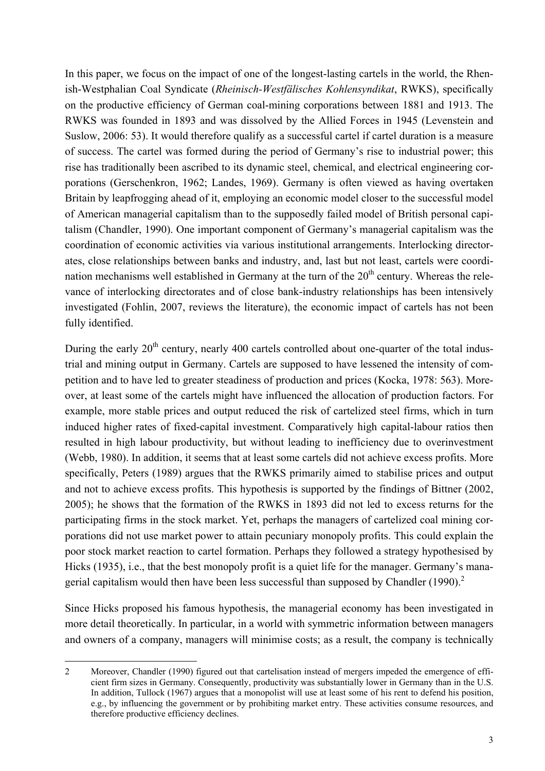In this paper, we focus on the impact of one of the longest-lasting cartels in the world, the Rhenish-Westphalian Coal Syndicate (*Rheinisch-Westfälisches Kohlensyndikat*, RWKS), specifically on the productive efficiency of German coal-mining corporations between 1881 and 1913. The RWKS was founded in 1893 and was dissolved by the Allied Forces in 1945 (Levenstein and Suslow, 2006: 53). It would therefore qualify as a successful cartel if cartel duration is a measure of success. The cartel was formed during the period of Germany's rise to industrial power; this rise has traditionally been ascribed to its dynamic steel, chemical, and electrical engineering corporations (Gerschenkron, 1962; Landes, 1969). Germany is often viewed as having overtaken Britain by leapfrogging ahead of it, employing an economic model closer to the successful model of American managerial capitalism than to the supposedly failed model of British personal capitalism (Chandler, 1990). One important component of Germany's managerial capitalism was the coordination of economic activities via various institutional arrangements. Interlocking directorates, close relationships between banks and industry, and, last but not least, cartels were coordination mechanisms well established in Germany at the turn of the 20th century. Whereas the relevance of interlocking directorates and of close bank-industry relationships has been intensively investigated (Fohlin, 2007, reviews the literature), the economic impact of cartels has not been fully identified.

During the early 20th century, nearly 400 cartels controlled about one-quarter of the total industrial and mining output in Germany. Cartels are supposed to have lessened the intensity of competition and to have led to greater steadiness of production and prices (Kocka, 1978: 563). Moreover, at least some of the cartels might have influenced the allocation of production factors. For example, more stable prices and output reduced the risk of cartelized steel firms, which in turn induced higher rates of fixed-capital investment. Comparatively high capital-labour ratios then resulted in high labour productivity, but without leading to inefficiency due to overinvestment (Webb, 1980). In addition, it seems that at least some cartels did not achieve excess profits. More specifically, Peters (1989) argues that the RWKS primarily aimed to stabilise prices and output and not to achieve excess profits. This hypothesis is supported by the findings of Bittner (2002, 2005); he shows that the formation of the RWKS in 1893 did not led to excess returns for the participating firms in the stock market. Yet, perhaps the managers of cartelized coal mining corporations did not use market power to attain pecuniary monopoly profits. This could explain the poor stock market reaction to cartel formation. Perhaps they followed a strategy hypothesised by Hicks (1935), i.e., that the best monopoly profit is a quiet life for the manager. Germany's managerial capitalism would then have been less successful than supposed by Chandler (1990).[2]

Since Hicks proposed his famous hypothesis, the managerial economy has been investigated in more detail theoretically. In particular, in a world with symmetric information between managers and owners of a company, managers will minimise costs; as a result, the company is technically

---

2 Moreover, Chandler (1990) figured out that cartelisation instead of mergers impeded the emergence of efficient firm sizes in Germany. Consequently, productivity was substantially lower in Germany than in the U.S. In addition, Tullock (1967) argues that a monopolist will use at least some of his rent to defend his position, e.g., by influencing the government or by prohibiting market entry. These activities consume resources, and therefore productive efficiency declines.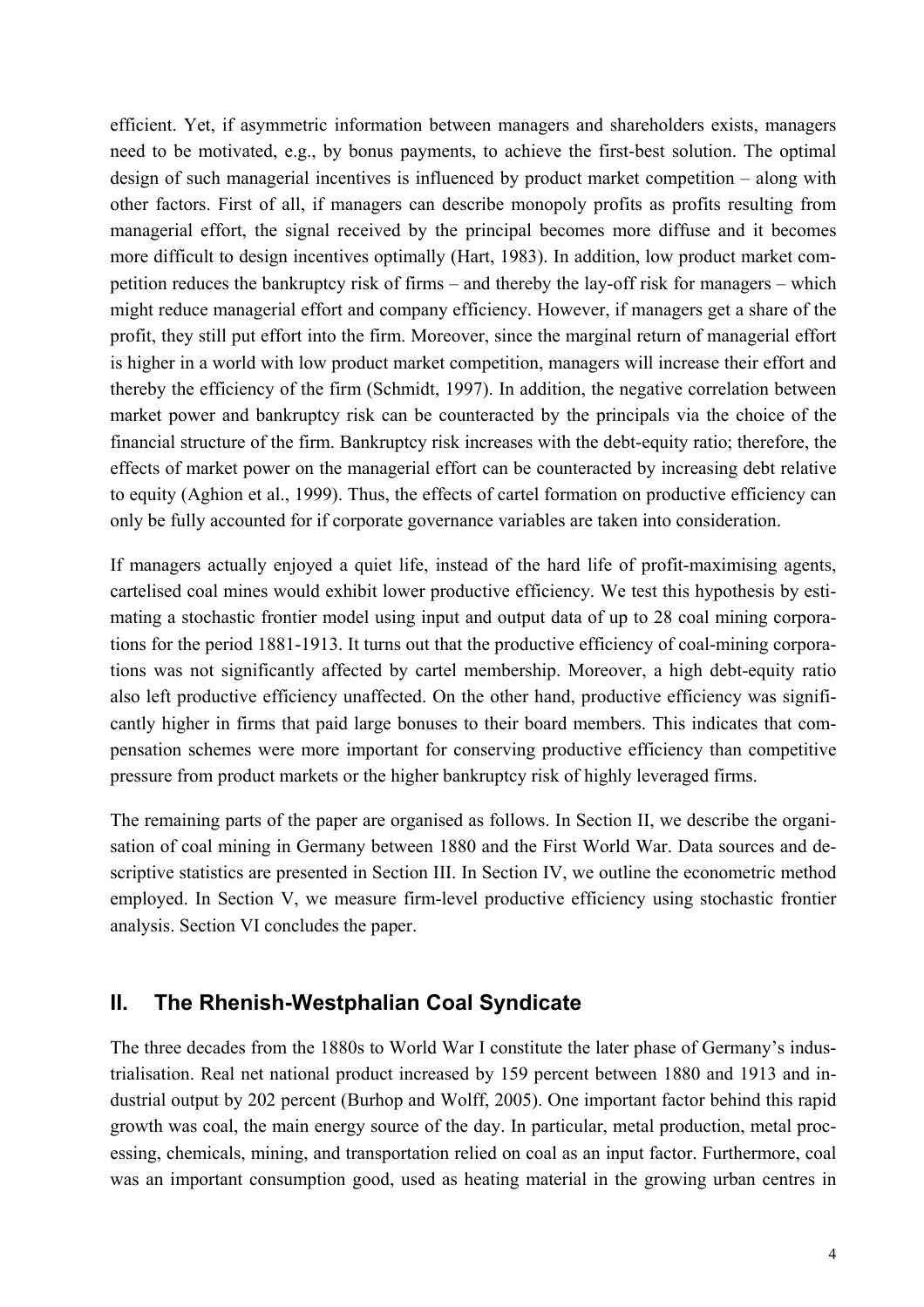efficient. Yet, if asymmetric information between managers and shareholders exists, managers need to be motivated, e.g., by bonus payments, to achieve the first-best solution. The optimal design of such managerial incentives is influenced by product market competition – along with other factors. First of all, if managers can describe monopoly profits as profits resulting from managerial effort, the signal received by the principal becomes more diffuse and it becomes more difficult to design incentives optimally (Hart, 1983). In addition, low product market competition reduces the bankruptcy risk of firms – and thereby the lay-off risk for managers – which might reduce managerial effort and company efficiency. However, if managers get a share of the profit, they still put effort into the firm. Moreover, since the marginal return of managerial effort is higher in a world with low product market competition, managers will increase their effort and thereby the efficiency of the firm (Schmidt, 1997). In addition, the negative correlation between market power and bankruptcy risk can be counteracted by the principals via the choice of the financial structure of the firm. Bankruptcy risk increases with the debt-equity ratio; therefore, the effects of market power on the managerial effort can be counteracted by increasing debt relative to equity (Aghion et al., 1999). Thus, the effects of cartel formation on productive efficiency can only be fully accounted for if corporate governance variables are taken into consideration.

If managers actually enjoyed a quiet life, instead of the hard life of profit-maximising agents, cartelised coal mines would exhibit lower productive efficiency. We test this hypothesis by estimating a stochastic frontier model using input and output data of up to 28 coal mining corporations for the period 1881-1913. It turns out that the productive efficiency of coal-mining corporations was not significantly affected by cartel membership. Moreover, a high debt-equity ratio also left productive efficiency unaffected. On the other hand, productive efficiency was significantly higher in firms that paid large bonuses to their board members. This indicates that compensation schemes were more important for conserving productive efficiency than competitive pressure from product markets or the higher bankruptcy risk of highly leveraged firms.

The remaining parts of the paper are organised as follows. In Section II, we describe the organisation of coal mining in Germany between 1880 and the First World War. Data sources and descriptive statistics are presented in Section III. In Section IV, we outline the econometric method employed. In Section V, we measure firm-level productive efficiency using stochastic frontier analysis. Section VI concludes the paper.

## II. The Rhenish-Westphalian Coal Syndicate

The three decades from the 1880s to World War I constitute the later phase of Germany's industrialisation. Real net national product increased by 159 percent between 1880 and 1913 and industrial output by 202 percent (Burhop and Wolff, 2005). One important factor behind this rapid growth was coal, the main energy source of the day. In particular, metal production, metal processing, chemicals, mining, and transportation relied on coal as an input factor. Furthermore, coal was an important consumption good, used as heating material in the growing urban centres in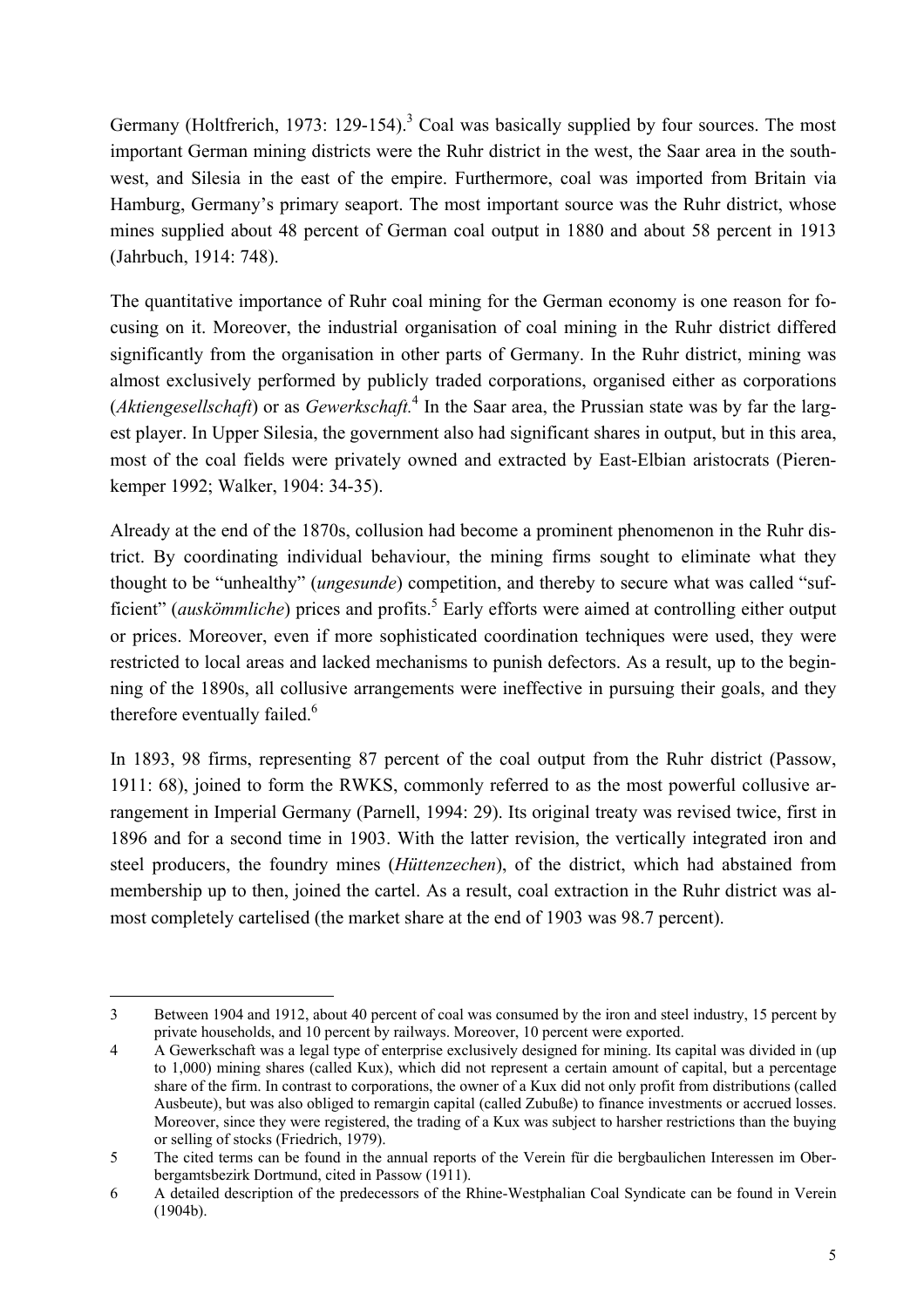Germany (Holtfrerich, 1973: 129-154).[3] Coal was basically supplied by four sources. The most important German mining districts were the Ruhr district in the west, the Saar area in the south-west, and Silesia in the east of the empire. Furthermore, coal was imported from Britain via Hamburg, Germany's primary seaport. The most important source was the Ruhr district, whose mines supplied about 48 percent of German coal output in 1880 and about 58 percent in 1913 (Jahrbuch, 1914: 748).

The quantitative importance of Ruhr coal mining for the German economy is one reason for focusing on it. Moreover, the industrial organisation of coal mining in the Ruhr district differed significantly from the organisation in other parts of Germany. In the Ruhr district, mining was almost exclusively performed by publicly traded corporations, organised either as corporations (*Aktiengesellschaft*) or as *Gewerkschaft.*[4] In the Saar area, the Prussian state was by far the largest player. In Upper Silesia, the government also had significant shares in output, but in this area, most of the coal fields were privately owned and extracted by East-Elbian aristocrats (Pierenkemper 1992; Walker, 1904: 34-35).

Already at the end of the 1870s, collusion had become a prominent phenomenon in the Ruhr district. By coordinating individual behaviour, the mining firms sought to eliminate what they thought to be "unhealthy" (*ungesunde*) competition, and thereby to secure what was called "sufficient" (*auskömmliche*) prices and profits.[5] Early efforts were aimed at controlling either output or prices. Moreover, even if more sophisticated coordination techniques were used, they were restricted to local areas and lacked mechanisms to punish defectors. As a result, up to the beginning of the 1890s, all collusive arrangements were ineffective in pursuing their goals, and they therefore eventually failed.[6]

In 1893, 98 firms, representing 87 percent of the coal output from the Ruhr district (Passow, 1911: 68), joined to form the RWKS, commonly referred to as the most powerful collusive arrangement in Imperial Germany (Parnell, 1994: 29). Its original treaty was revised twice, first in 1896 and for a second time in 1903. With the latter revision, the vertically integrated iron and steel producers, the foundry mines (*Hüttenzechen*), of the district, which had abstained from membership up to then, joined the cartel. As a result, coal extraction in the Ruhr district was almost completely cartelised (the market share at the end of 1903 was 98.7 percent).

---

3 Between 1904 and 1912, about 40 percent of coal was consumed by the iron and steel industry, 15 percent by private households, and 10 percent by railways. Moreover, 10 percent were exported.

4 A Gewerkschaft was a legal type of enterprise exclusively designed for mining. Its capital was divided in (up to 1,000) mining shares (called Kux), which did not represent a certain amount of capital, but a percentage share of the firm. In contrast to corporations, the owner of a Kux did not only profit from distributions (called Ausbeute), but was also obliged to remargin capital (called Zubuße) to finance investments or accrued losses. Moreover, since they were registered, the trading of a Kux was subject to harsher restrictions than the buying or selling of stocks (Friedrich, 1979).

5 The cited terms can be found in the annual reports of the Verein für die bergbaulichen Interessen im Oberbergamtsbezirk Dortmund, cited in Passow (1911).

6 A detailed description of the predecessors of the Rhine-Westphalian Coal Syndicate can be found in Verein (1904b).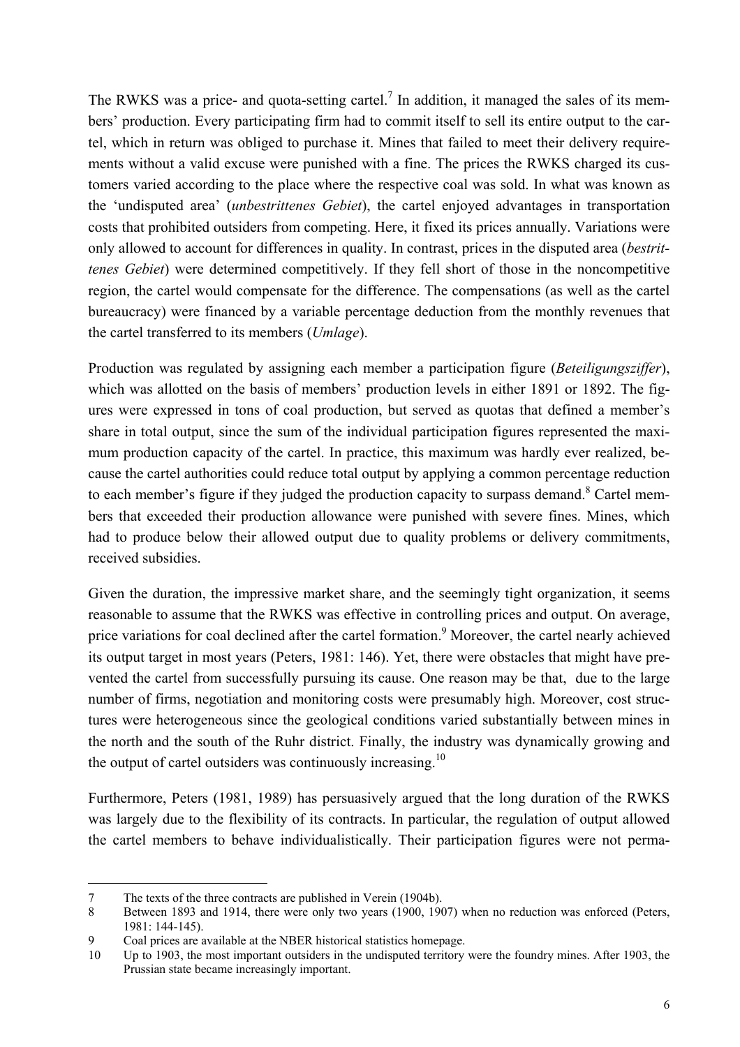The RWKS was a price- and quota-setting cartel.[7] In addition, it managed the sales of its members' production. Every participating firm had to commit itself to sell its entire output to the cartel, which in return was obliged to purchase it. Mines that failed to meet their delivery requirements without a valid excuse were punished with a fine. The prices the RWKS charged its customers varied according to the place where the respective coal was sold. In what was known as the 'undisputed area' (*unbestrittenes Gebiet*), the cartel enjoyed advantages in transportation costs that prohibited outsiders from competing. Here, it fixed its prices annually. Variations were only allowed to account for differences in quality. In contrast, prices in the disputed area (*bestrittenes Gebiet*) were determined competitively. If they fell short of those in the noncompetitive region, the cartel would compensate for the difference. The compensations (as well as the cartel bureaucracy) were financed by a variable percentage deduction from the monthly revenues that the cartel transferred to its members (*Umlage*).

Production was regulated by assigning each member a participation figure (*Beteiligungsziffer*), which was allotted on the basis of members' production levels in either 1891 or 1892. The figures were expressed in tons of coal production, but served as quotas that defined a member's share in total output, since the sum of the individual participation figures represented the maximum production capacity of the cartel. In practice, this maximum was hardly ever realized, because the cartel authorities could reduce total output by applying a common percentage reduction to each member's figure if they judged the production capacity to surpass demand.[8] Cartel members that exceeded their production allowance were punished with severe fines. Mines, which had to produce below their allowed output due to quality problems or delivery commitments, received subsidies.

Given the duration, the impressive market share, and the seemingly tight organization, it seems reasonable to assume that the RWKS was effective in controlling prices and output. On average, price variations for coal declined after the cartel formation.[9] Moreover, the cartel nearly achieved its output target in most years (Peters, 1981: 146). Yet, there were obstacles that might have prevented the cartel from successfully pursuing its cause. One reason may be that, due to the large number of firms, negotiation and monitoring costs were presumably high. Moreover, cost structures were heterogeneous since the geological conditions varied substantially between mines in the north and the south of the Ruhr district. Finally, the industry was dynamically growing and the output of cartel outsiders was continuously increasing.[10]

Furthermore, Peters (1981, 1989) has persuasively argued that the long duration of the RWKS was largely due to the flexibility of its contracts. In particular, the regulation of output allowed the cartel members to behave individualistically. Their participation figures were not perma-

---

7 The texts of the three contracts are published in Verein (1904b).

8 Between 1893 and 1914, there were only two years (1900, 1907) when no reduction was enforced (Peters, 1981: 144-145).

9 Coal prices are available at the NBER historical statistics homepage.

10 Up to 1903, the most important outsiders in the undisputed territory were the foundry mines. After 1903, the Prussian state became increasingly important.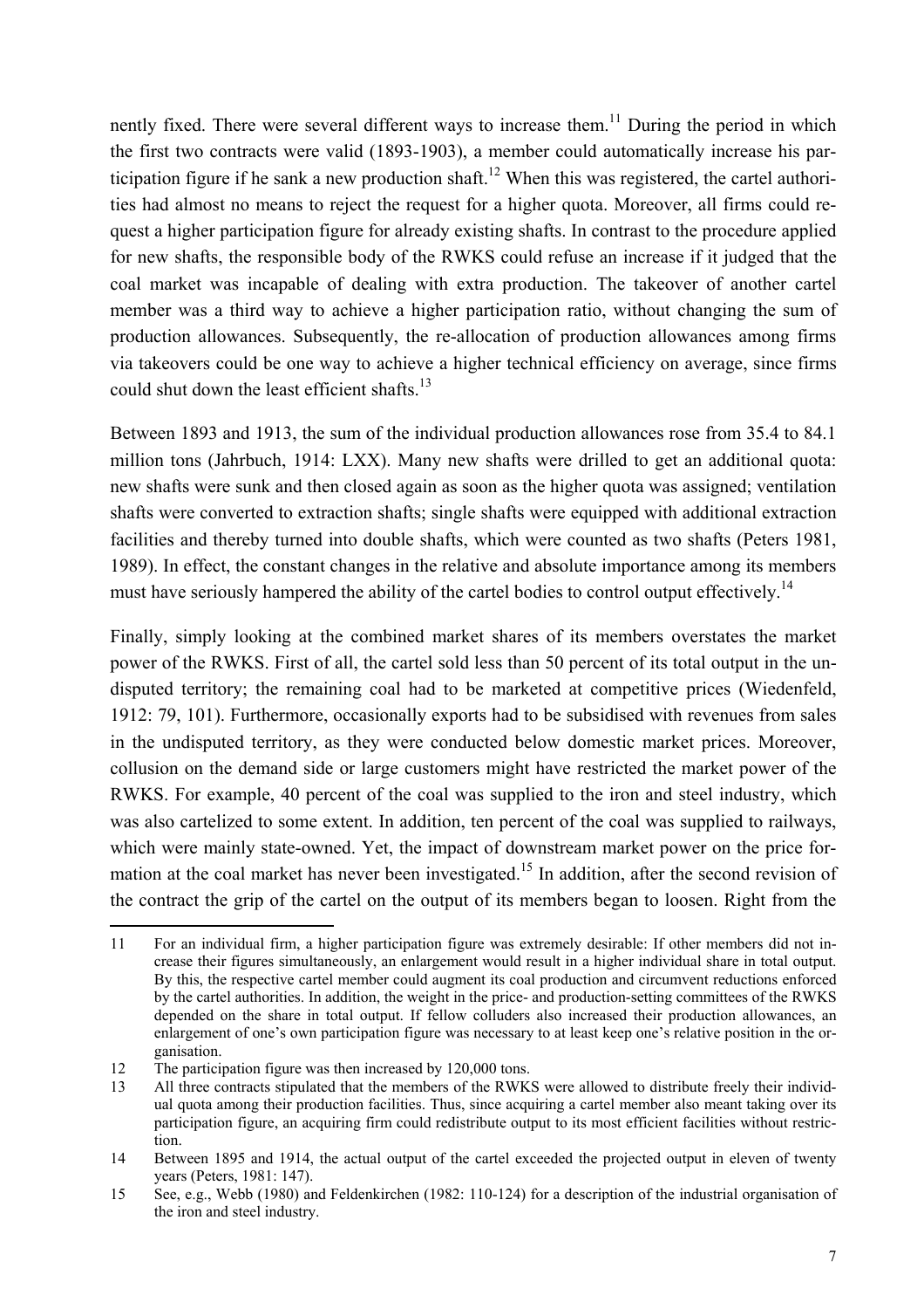nently fixed. There were several different ways to increase them.[11] During the period in which the first two contracts were valid (1893-1903), a member could automatically increase his participation figure if he sank a new production shaft.[12] When this was registered, the cartel authorities had almost no means to reject the request for a higher quota. Moreover, all firms could request a higher participation figure for already existing shafts. In contrast to the procedure applied for new shafts, the responsible body of the RWKS could refuse an increase if it judged that the coal market was incapable of dealing with extra production. The takeover of another cartel member was a third way to achieve a higher participation ratio, without changing the sum of production allowances. Subsequently, the re-allocation of production allowances among firms via takeovers could be one way to achieve a higher technical efficiency on average, since firms could shut down the least efficient shafts.[13]

Between 1893 and 1913, the sum of the individual production allowances rose from 35.4 to 84.1 million tons (Jahrbuch, 1914: LXX). Many new shafts were drilled to get an additional quota: new shafts were sunk and then closed again as soon as the higher quota was assigned; ventilation shafts were converted to extraction shafts; single shafts were equipped with additional extraction facilities and thereby turned into double shafts, which were counted as two shafts (Peters 1981, 1989). In effect, the constant changes in the relative and absolute importance among its members must have seriously hampered the ability of the cartel bodies to control output effectively.[14]

Finally, simply looking at the combined market shares of its members overstates the market power of the RWKS. First of all, the cartel sold less than 50 percent of its total output in the undisputed territory; the remaining coal had to be marketed at competitive prices (Wiedenfeld, 1912: 79, 101). Furthermore, occasionally exports had to be subsidised with revenues from sales in the undisputed territory, as they were conducted below domestic market prices. Moreover, collusion on the demand side or large customers might have restricted the market power of the RWKS. For example, 40 percent of the coal was supplied to the iron and steel industry, which was also cartelized to some extent. In addition, ten percent of the coal was supplied to railways, which were mainly state-owned. Yet, the impact of downstream market power on the price formation at the coal market has never been investigated.[15] In addition, after the second revision of the contract the grip of the cartel on the output of its members began to loosen. Right from the

---

11 For an individual firm, a higher participation figure was extremely desirable: If other members did not increase their figures simultaneously, an enlargement would result in a higher individual share in total output. By this, the respective cartel member could augment its coal production and circumvent reductions enforced by the cartel authorities. In addition, the weight in the price- and production-setting committees of the RWKS depended on the share in total output. If fellow colluders also increased their production allowances, an enlargement of one's own participation figure was necessary to at least keep one's relative position in the organisation.

12 The participation figure was then increased by 120,000 tons.

13 All three contracts stipulated that the members of the RWKS were allowed to distribute freely their individual quota among their production facilities. Thus, since acquiring a cartel member also meant taking over its participation figure, an acquiring firm could redistribute output to its most efficient facilities without restriction.

14 Between 1895 and 1914, the actual output of the cartel exceeded the projected output in eleven of twenty years (Peters, 1981: 147).

15 See, e.g., Webb (1980) and Feldenkirchen (1982: 110-124) for a description of the industrial organisation of the iron and steel industry.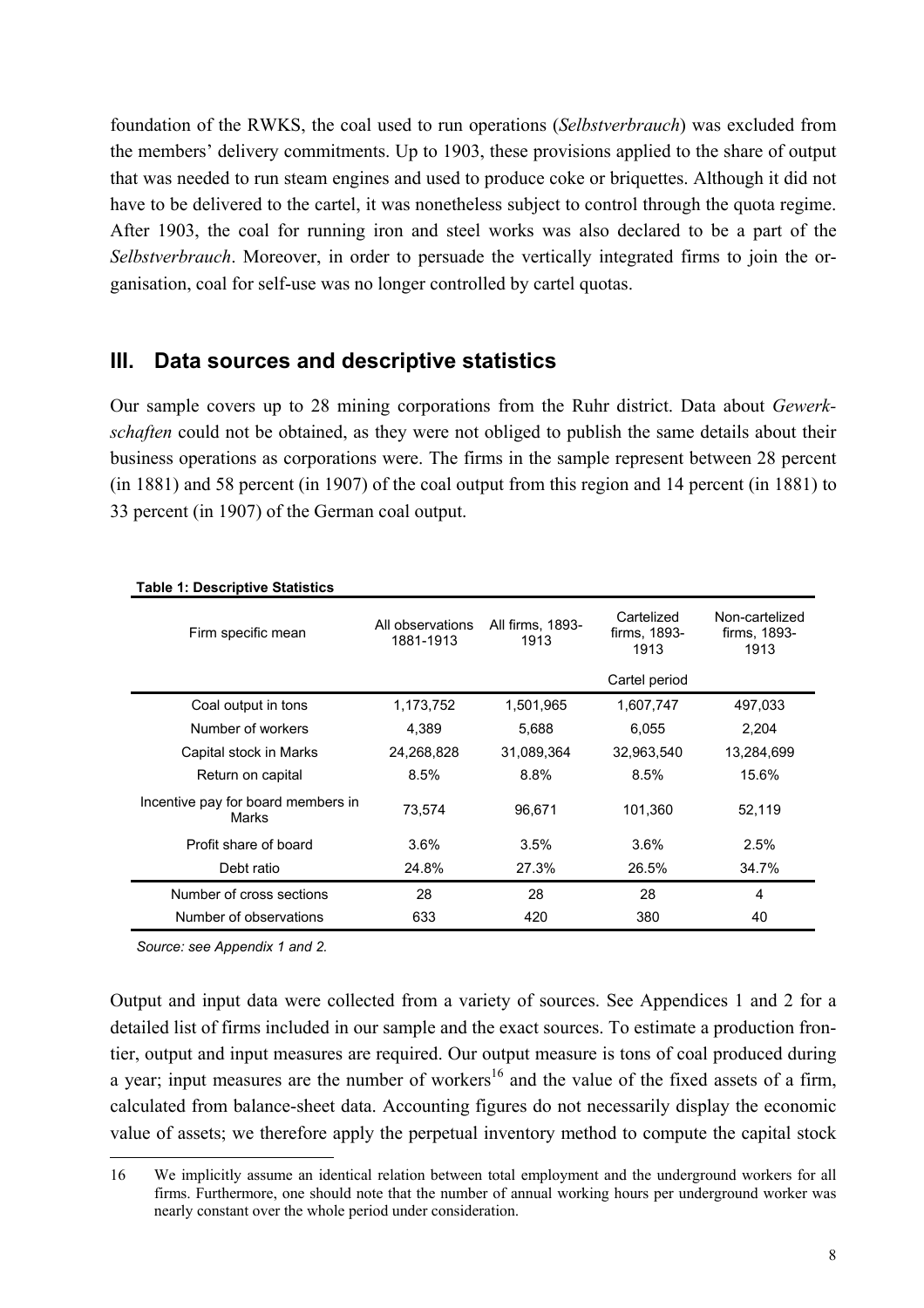foundation of the RWKS, the coal used to run operations (*Selbstverbrauch*) was excluded from the members' delivery commitments. Up to 1903, these provisions applied to the share of output that was needed to run steam engines and used to produce coke or briquettes. Although it did not have to be delivered to the cartel, it was nonetheless subject to control through the quota regime. After 1903, the coal for running iron and steel works was also declared to be a part of the *Selbstverbrauch*. Moreover, in order to persuade the vertically integrated firms to join the organisation, coal for self-use was no longer controlled by cartel quotas.

## III. Data sources and descriptive statistics

Our sample covers up to 28 mining corporations from the Ruhr district. Data about *Gewerkschaften* could not be obtained, as they were not obliged to publish the same details about their business operations as corporations were. The firms in the sample represent between 28 percent (in 1881) and 58 percent (in 1907) of the coal output from this region and 14 percent (in 1881) to 33 percent (in 1907) of the German coal output.

**Table 1: Descriptive Statistics**

| Firm specific mean | All observations 1881-1913 | All firms, 1893-1913 | Cartelized firms, 1893-1913 | Non-cartelized firms, 1893-1913 |
|---|---|---|---|---|
| | | | Cartel period | |
| Coal output in tons | 1,173,752 | 1,501,965 | 1,607,747 | 497,033 |
| Number of workers | 4,389 | 5,688 | 6,055 | 2,204 |
| Capital stock in Marks | 24,268,828 | 31,089,364 | 32,963,540 | 13,284,699 |
| Return on capital | 8.5% | 8.8% | 8.5% | 15.6% |
| Incentive pay for board members in Marks | 73,574 | 96,671 | 101,360 | 52,119 |
| Profit share of board | 3.6% | 3.5% | 3.6% | 2.5% |
| Debt ratio | 24.8% | 27.3% | 26.5% | 34.7% |
| Number of cross sections | 28 | 28 | 28 | 4 |
| Number of observations | 633 | 420 | 380 | 40 |

*Source: see Appendix 1 and 2.*

Output and input data were collected from a variety of sources. See Appendices 1 and 2 for a detailed list of firms included in our sample and the exact sources. To estimate a production frontier, output and input measures are required. Our output measure is tons of coal produced during a year; input measures are the number of workers[16] and the value of the fixed assets of a firm, calculated from balance-sheet data. Accounting figures do not necessarily display the economic value of assets; we therefore apply the perpetual inventory method to compute the capital stock

16 We implicitly assume an identical relation between total employment and the underground workers for all firms. Furthermore, one should note that the number of annual working hours per underground worker was nearly constant over the whole period under consideration.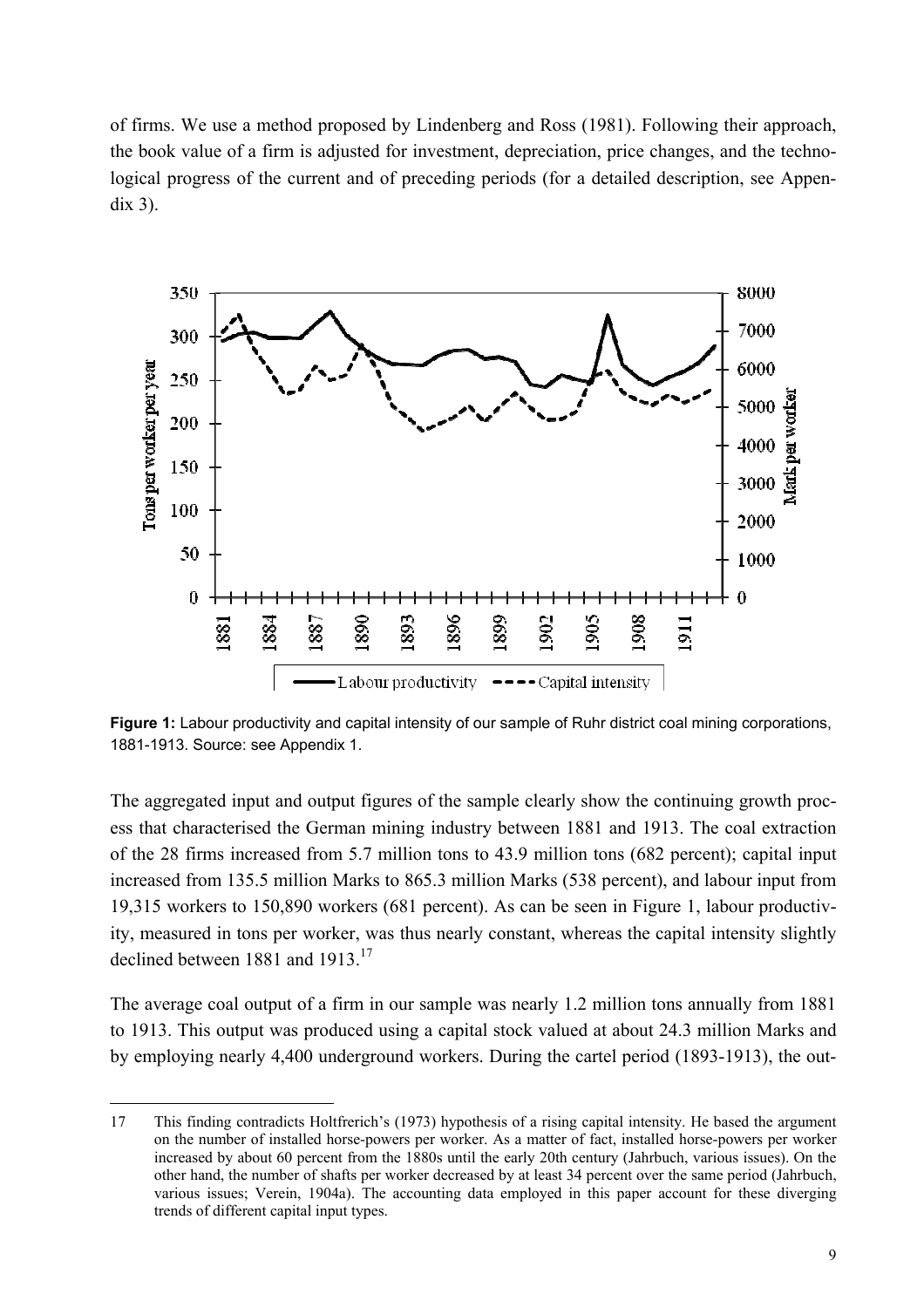of firms. We use a method proposed by Lindenberg and Ross (1981). Following their approach, the book value of a firm is adjusted for investment, depreciation, price changes, and the technological progress of the current and of preceding periods (for a detailed description, see Appendix 3).

**Figure 1:** Labour productivity and capital intensity of our sample of Ruhr district coal mining corporations, 1881-1913. Source: see Appendix 1.

The aggregated input and output figures of the sample clearly show the continuing growth process that characterised the German mining industry between 1881 and 1913. The coal extraction of the 28 firms increased from 5.7 million tons to 43.9 million tons (682 percent); capital input increased from 135.5 million Marks to 865.3 million Marks (538 percent), and labour input from 19,315 workers to 150,890 workers (681 percent). As can be seen in Figure 1, labour productivity, measured in tons per worker, was thus nearly constant, whereas the capital intensity slightly declined between 1881 and 1913.[17]

The average coal output of a firm in our sample was nearly 1.2 million tons annually from 1881 to 1913. This output was produced using a capital stock valued at about 24.3 million Marks and by employing nearly 4,400 underground workers. During the cartel period (1893-1913), the out-

17 This finding contradicts Holtfrerich's (1973) hypothesis of a rising capital intensity. He based the argument on the number of installed horse-powers per worker. As a matter of fact, installed horse-powers per worker increased by about 60 percent from the 1880s until the early 20th century (Jahrbuch, various issues). On the other hand, the number of shafts per worker decreased by at least 34 percent over the same period (Jahrbuch, various issues; Verein, 1904a). The accounting data employed in this paper account for these diverging trends of different capital input types.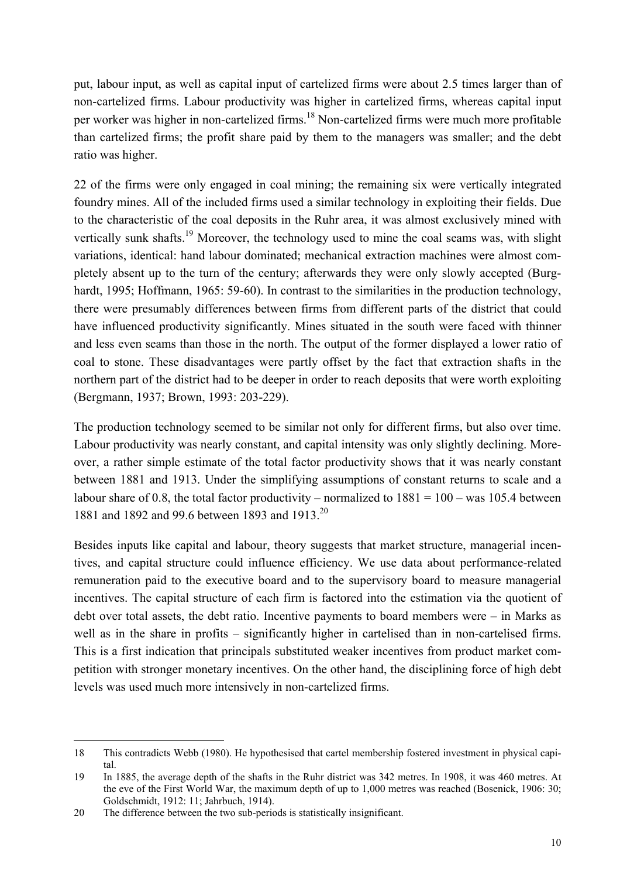put, labour input, as well as capital input of cartelized firms were about 2.5 times larger than of non-cartelized firms. Labour productivity was higher in cartelized firms, whereas capital input per worker was higher in non-cartelized firms.[18] Non-cartelized firms were much more profitable than cartelized firms; the profit share paid by them to the managers was smaller; and the debt ratio was higher.

22 of the firms were only engaged in coal mining; the remaining six were vertically integrated foundry mines. All of the included firms used a similar technology in exploiting their fields. Due to the characteristic of the coal deposits in the Ruhr area, it was almost exclusively mined with vertically sunk shafts.[19] Moreover, the technology used to mine the coal seams was, with slight variations, identical: hand labour dominated; mechanical extraction machines were almost completely absent up to the turn of the century; afterwards they were only slowly accepted (Burghardt, 1995; Hoffmann, 1965: 59-60). In contrast to the similarities in the production technology, there were presumably differences between firms from different parts of the district that could have influenced productivity significantly. Mines situated in the south were faced with thinner and less even seams than those in the north. The output of the former displayed a lower ratio of coal to stone. These disadvantages were partly offset by the fact that extraction shafts in the northern part of the district had to be deeper in order to reach deposits that were worth exploiting (Bergmann, 1937; Brown, 1993: 203-229).

The production technology seemed to be similar not only for different firms, but also over time. Labour productivity was nearly constant, and capital intensity was only slightly declining. Moreover, a rather simple estimate of the total factor productivity shows that it was nearly constant between 1881 and 1913. Under the simplifying assumptions of constant returns to scale and a labour share of 0.8, the total factor productivity – normalized to 1881 = 100 – was 105.4 between 1881 and 1892 and 99.6 between 1893 and 1913.[20]

Besides inputs like capital and labour, theory suggests that market structure, managerial incentives, and capital structure could influence efficiency. We use data about performance-related remuneration paid to the executive board and to the supervisory board to measure managerial incentives. The capital structure of each firm is factored into the estimation via the quotient of debt over total assets, the debt ratio. Incentive payments to board members were – in Marks as well as in the share in profits – significantly higher in cartelised than in non-cartelised firms. This is a first indication that principals substituted weaker incentives from product market competition with stronger monetary incentives. On the other hand, the disciplining force of high debt levels was used much more intensively in non-cartelized firms.

---

18 This contradicts Webb (1980). He hypothesised that cartel membership fostered investment in physical capital.

19 In 1885, the average depth of the shafts in the Ruhr district was 342 metres. In 1908, it was 460 metres. At the eve of the First World War, the maximum depth of up to 1,000 metres was reached (Bosenick, 1906: 30; Goldschmidt, 1912: 11; Jahrbuch, 1914).

20 The difference between the two sub-periods is statistically insignificant.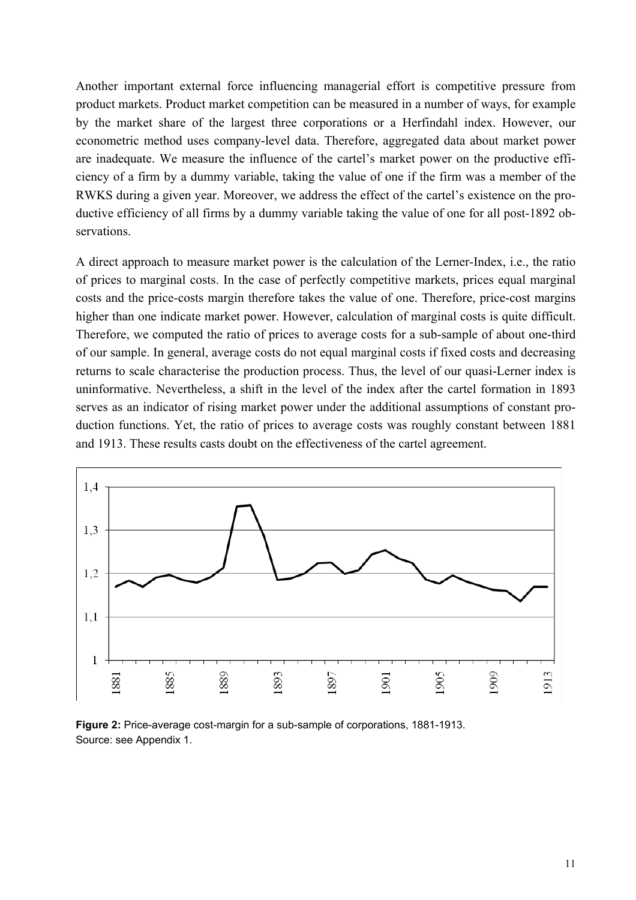Another important external force influencing managerial effort is competitive pressure from product markets. Product market competition can be measured in a number of ways, for example by the market share of the largest three corporations or a Herfindahl index. However, our econometric method uses company-level data. Therefore, aggregated data about market power are inadequate. We measure the influence of the cartel's market power on the productive efficiency of a firm by a dummy variable, taking the value of one if the firm was a member of the RWKS during a given year. Moreover, we address the effect of the cartel's existence on the productive efficiency of all firms by a dummy variable taking the value of one for all post-1892 observations.

A direct approach to measure market power is the calculation of the Lerner-Index, i.e., the ratio of prices to marginal costs. In the case of perfectly competitive markets, prices equal marginal costs and the price-costs margin therefore takes the value of one. Therefore, price-cost margins higher than one indicate market power. However, calculation of marginal costs is quite difficult. Therefore, we computed the ratio of prices to average costs for a sub-sample of about one-third of our sample. In general, average costs do not equal marginal costs if fixed costs and decreasing returns to scale characterise the production process. Thus, the level of our quasi-Lerner index is uninformative. Nevertheless, a shift in the level of the index after the cartel formation in 1893 serves as an indicator of rising market power under the additional assumptions of constant production functions. Yet, the ratio of prices to average costs was roughly constant between 1881 and 1913. These results casts doubt on the effectiveness of the cartel agreement.

**Figure 2:** Price-average cost-margin for a sub-sample of corporations, 1881-1913.
Source: see Appendix 1.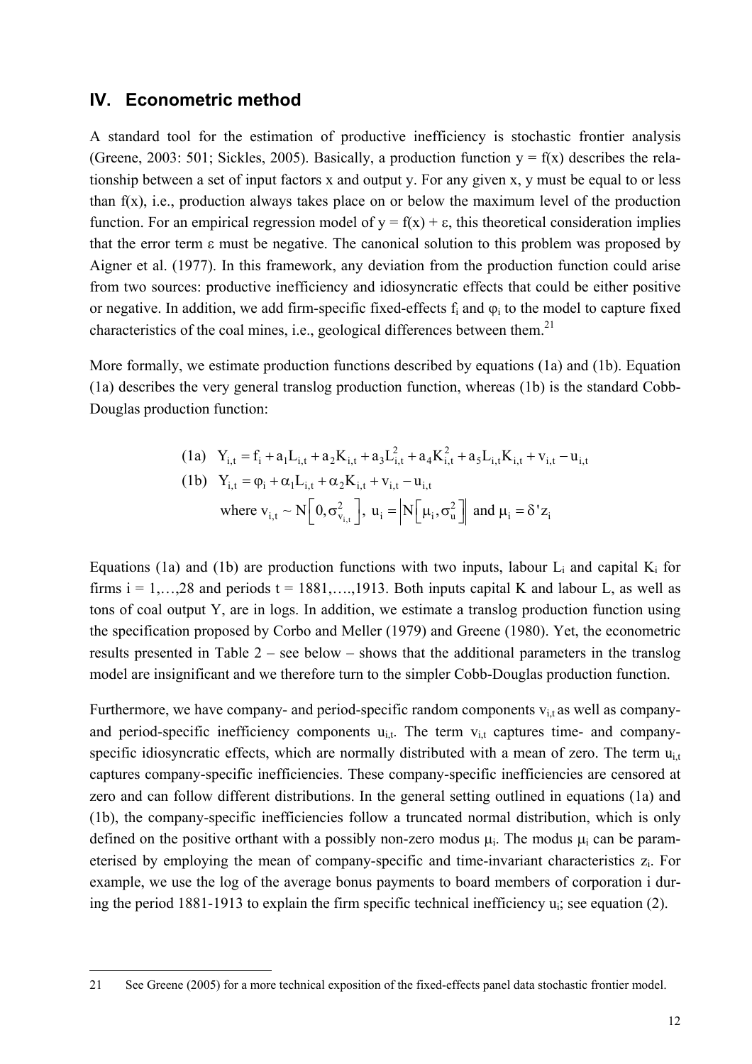## IV. Econometric method

A standard tool for the estimation of productive inefficiency is stochastic frontier analysis (Greene, 2003: 501; Sickles, 2005). Basically, a production function $y = f(x)$ describes the relationship between a set of input factors x and output y. For any given x, y must be equal to or less than $f(x)$, i.e., production always takes place on or below the maximum level of the production function. For an empirical regression model of $y = f(x) + \varepsilon$, this theoretical consideration implies that the error term $\varepsilon$ must be negative. The canonical solution to this problem was proposed by Aigner et al. (1977). In this framework, any deviation from the production function could arise from two sources: productive inefficiency and idiosyncratic effects that could be either positive or negative. In addition, we add firm-specific fixed-effects $f_i$ and $\varphi_i$ to the model to capture fixed characteristics of the coal mines, i.e., geological differences between them.[21]

More formally, we estimate production functions described by equations (1a) and (1b). Equation (1a) describes the very general translog production function, whereas (1b) is the standard Cobb-Douglas production function:

$$\text{(1a)} \quad Y_{i,t} = f_i + a_1 L_{i,t} + a_2 K_{i,t} + a_3 L_{i,t}^2 + a_4 K_{i,t}^2 + a_5 L_{i,t} K_{i,t} + v_{i,t} - u_{i,t}$$

$$\text{(1b)} \quad Y_{i,t} = \varphi_i + \alpha_1 L_{i,t} + \alpha_2 K_{i,t} + v_{i,t} - u_{i,t}$$

$$\text{where } v_{i,t} \sim N\left[0, \sigma_{v_{i,t}}^2\right],\ u_i = \left|N\left[\mu_i, \sigma_u^2\right]\right| \text{ and } \mu_i = \delta' z_i$$

Equations (1a) and (1b) are production functions with two inputs, labour $L_i$ and capital $K_i$ for firms $i = 1,\ldots,28$ and periods $t = 1881,\ldots.,1913$. Both inputs capital K and labour L, as well as tons of coal output Y, are in logs. In addition, we estimate a translog production function using the specification proposed by Corbo and Meller (1979) and Greene (1980). Yet, the econometric results presented in Table 2 – see below – shows that the additional parameters in the translog model are insignificant and we therefore turn to the simpler Cobb-Douglas production function.

Furthermore, we have company- and period-specific random components $v_{i,t}$ as well as company- and period-specific inefficiency components $u_{i,t}$. The term $v_{i,t}$ captures time- and company-specific idiosyncratic effects, which are normally distributed with a mean of zero. The term $u_{i,t}$ captures company-specific inefficiencies. These company-specific inefficiencies are censored at zero and can follow different distributions. In the general setting outlined in equations (1a) and (1b), the company-specific inefficiencies follow a truncated normal distribution, which is only defined on the positive orthant with a possibly non-zero modus $\mu_i$. The modus $\mu_i$ can be parameterised by employing the mean of company-specific and time-invariant characteristics $z_i$. For example, we use the log of the average bonus payments to board members of corporation i during the period 1881-1913 to explain the firm specific technical inefficiency $u_i$; see equation (2).

---

21 See Greene (2005) for a more technical exposition of the fixed-effects panel data stochastic frontier model.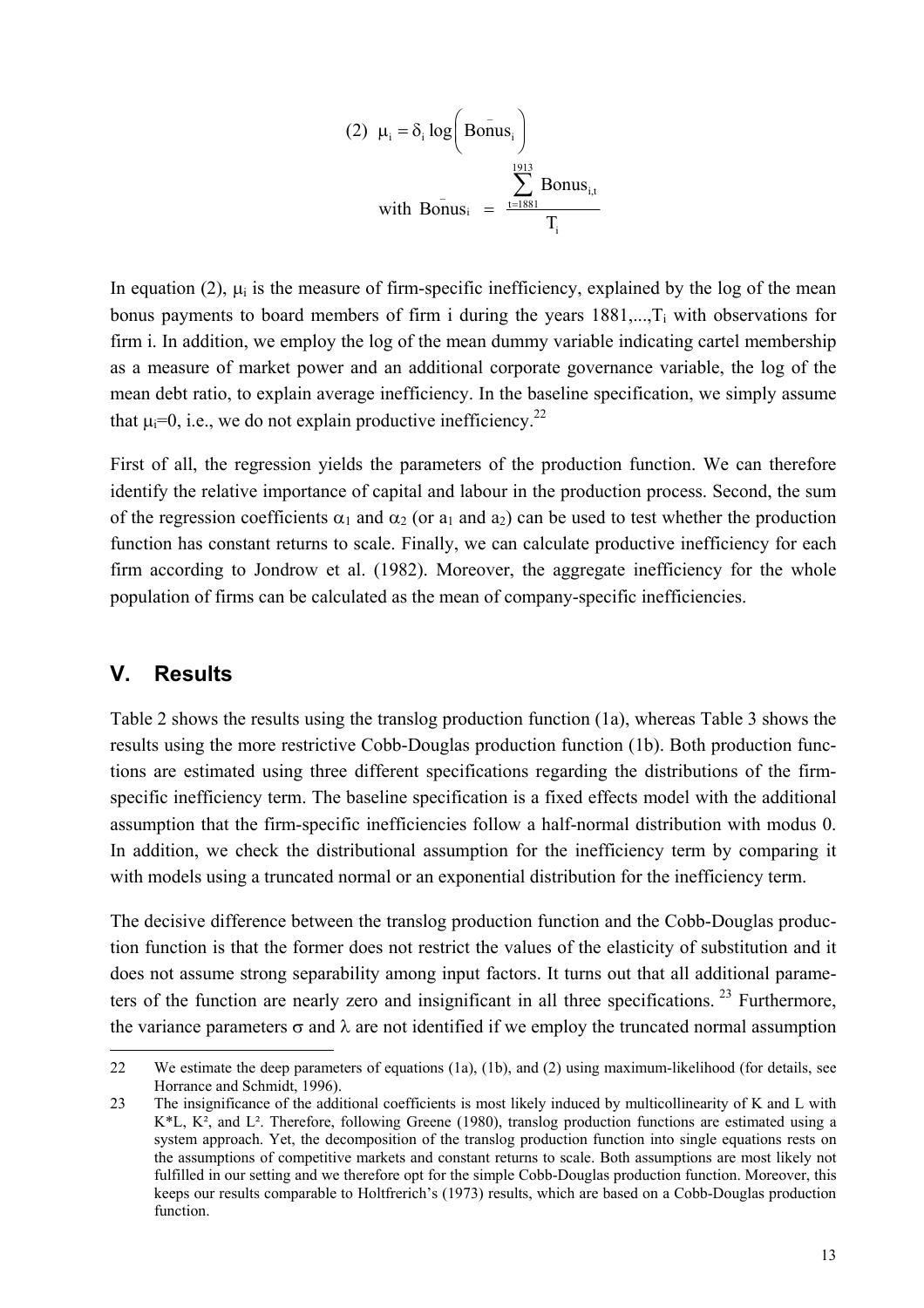$$(2)\ \ \mu_i = \delta_i \log\left(\overline{\text{Bonus}}_i\right)$$

$$\text{with } \overline{\text{Bonus}}_i = \frac{\sum_{t=1881}^{1913} \text{Bonus}_{i,t}}{T_i}$$

In equation (2), $\mu_i$ is the measure of firm-specific inefficiency, explained by the log of the mean bonus payments to board members of firm i during the years 1881,...,$T_i$ with observations for firm i. In addition, we employ the log of the mean dummy variable indicating cartel membership as a measure of market power and an additional corporate governance variable, the log of the mean debt ratio, to explain average inefficiency. In the baseline specification, we simply assume that $\mu_i$=0, i.e., we do not explain productive inefficiency.[22]

First of all, the regression yields the parameters of the production function. We can therefore identify the relative importance of capital and labour in the production process. Second, the sum of the regression coefficients $\alpha_1$ and $\alpha_2$ (or $a_1$ and $a_2$) can be used to test whether the production function has constant returns to scale. Finally, we can calculate productive inefficiency for each firm according to Jondrow et al. (1982). Moreover, the aggregate inefficiency for the whole population of firms can be calculated as the mean of company-specific inefficiencies.

## V. Results

Table 2 shows the results using the translog production function (1a), whereas Table 3 shows the results using the more restrictive Cobb-Douglas production function (1b). Both production functions are estimated using three different specifications regarding the distributions of the firm-specific inefficiency term. The baseline specification is a fixed effects model with the additional assumption that the firm-specific inefficiencies follow a half-normal distribution with modus 0. In addition, we check the distributional assumption for the inefficiency term by comparing it with models using a truncated normal or an exponential distribution for the inefficiency term.

The decisive difference between the translog production function and the Cobb-Douglas production function is that the former does not restrict the values of the elasticity of substitution and it does not assume strong separability among input factors. It turns out that all additional parameters of the function are nearly zero and insignificant in all three specifications.[23] Furthermore, the variance parameters $\sigma$ and $\lambda$ are not identified if we employ the truncated normal assumption

---

22 We estimate the deep parameters of equations (1a), (1b), and (2) using maximum-likelihood (for details, see Horrance and Schmidt, 1996).

23 The insignificance of the additional coefficients is most likely induced by multicollinearity of K and L with K*L, $K^2$, and $L^2$. Therefore, following Greene (1980), translog production functions are estimated using a system approach. Yet, the decomposition of the translog production function into single equations rests on the assumptions of competitive markets and constant returns to scale. Both assumptions are most likely not fulfilled in our setting and we therefore opt for the simple Cobb-Douglas production function. Moreover, this keeps our results comparable to Holtfrerich's (1973) results, which are based on a Cobb-Douglas production function.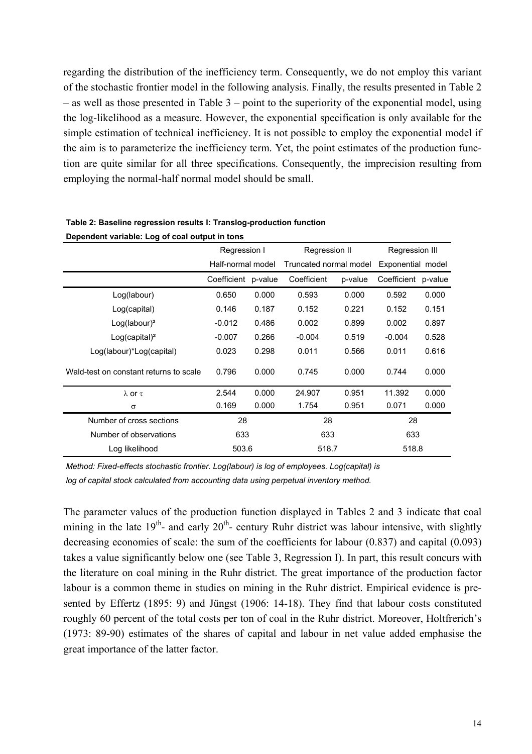regarding the distribution of the inefficiency term. Consequently, we do not employ this variant of the stochastic frontier model in the following analysis. Finally, the results presented in Table 2 – as well as those presented in Table 3 – point to the superiority of the exponential model, using the log-likelihood as a measure. However, the exponential specification is only available for the simple estimation of technical inefficiency. It is not possible to employ the exponential model if the aim is to parameterize the inefficiency term. Yet, the point estimates of the production function are quite similar for all three specifications. Consequently, the imprecision resulting from employing the normal-half normal model should be small.

**Table 2: Baseline regression results I: Translog-production function**
**Dependent variable: Log of coal output in tons**

| | Regression I | | Regression II | | Regression III | |
|---|---|---|---|---|---|---|
| | Half-normal model | | Truncated normal model | | Exponential model | |
| | Coefficient | p-value | Coefficient | p-value | Coefficient | p-value |
| Log(labour) | 0.650 | 0.000 | 0.593 | 0.000 | 0.592 | 0.000 |
| Log(capital) | 0.146 | 0.187 | 0.152 | 0.221 | 0.152 | 0.151 |
| Log(labour)² | -0.012 | 0.486 | 0.002 | 0.899 | 0.002 | 0.897 |
| Log(capital)² | -0.007 | 0.266 | -0.004 | 0.519 | -0.004 | 0.528 |
| Log(labour)*Log(capital) | 0.023 | 0.298 | 0.011 | 0.566 | 0.011 | 0.616 |
| Wald-test on constant returns to scale | 0.796 | 0.000 | 0.745 | 0.000 | 0.744 | 0.000 |
| $\lambda$ or $\tau$ | 2.544 | 0.000 | 24.907 | 0.951 | 11.392 | 0.000 |
| $\sigma$ | 0.169 | 0.000 | 1.754 | 0.951 | 0.071 | 0.000 |
| Number of cross sections | 28 | | 28 | | 28 | |
| Number of observations | 633 | | 633 | | 633 | |
| Log likelihood | 503.6 | | 518.7 | | 518.8 | |

*Method: Fixed-effects stochastic frontier. Log(labour) is log of employees. Log(capital) is log of capital stock calculated from accounting data using perpetual inventory method.*

The parameter values of the production function displayed in Tables 2 and 3 indicate that coal mining in the late 19th- and early 20th- century Ruhr district was labour intensive, with slightly decreasing economies of scale: the sum of the coefficients for labour (0.837) and capital (0.093) takes a value significantly below one (see Table 3, Regression I). In part, this result concurs with the literature on coal mining in the Ruhr district. The great importance of the production factor labour is a common theme in studies on mining in the Ruhr district. Empirical evidence is presented by Effertz (1895: 9) and Jüngst (1906: 14-18). They find that labour costs constituted roughly 60 percent of the total costs per ton of coal in the Ruhr district. Moreover, Holtfrerich's (1973: 89-90) estimates of the shares of capital and labour in net value added emphasise the great importance of the latter factor.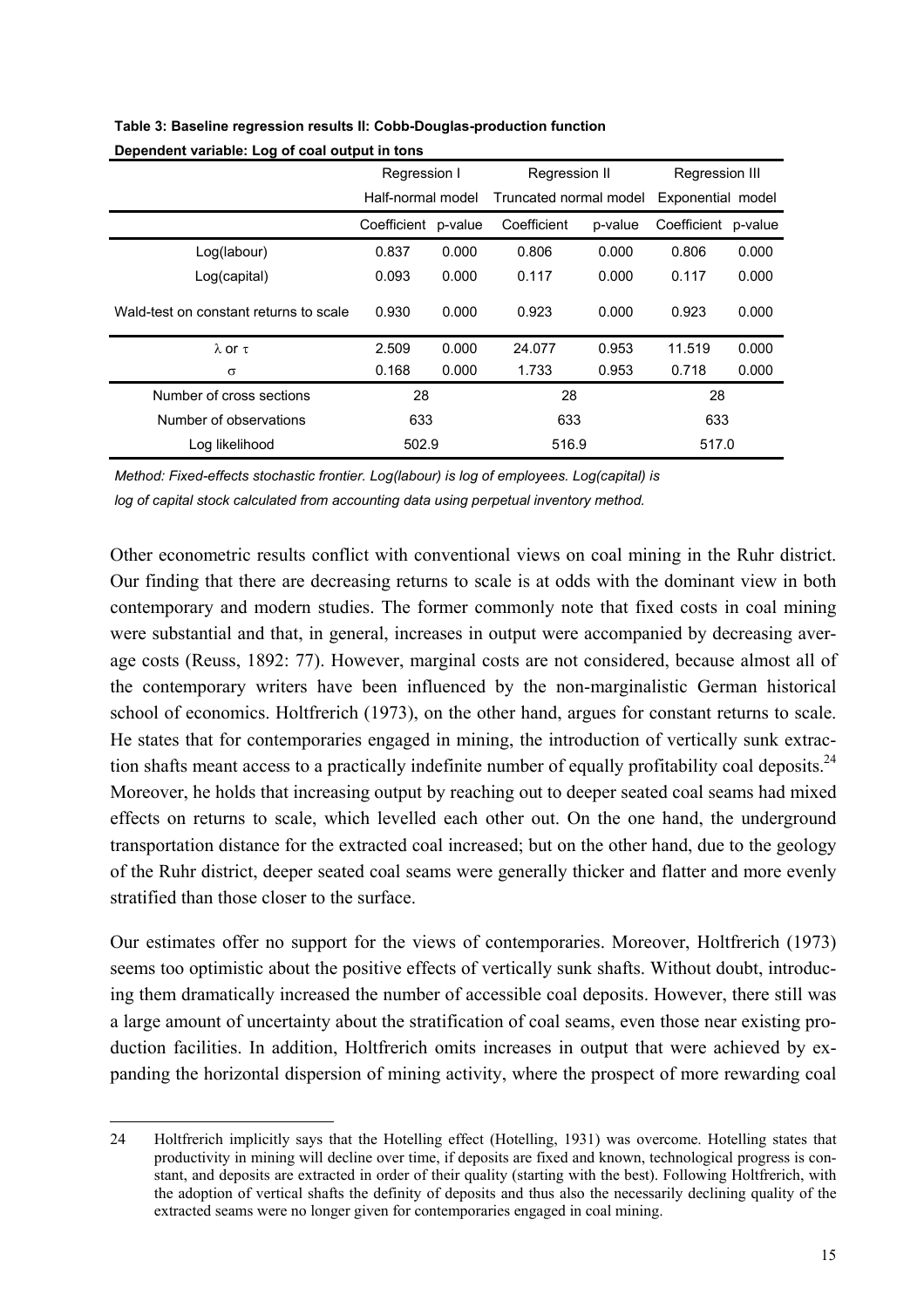**Table 3: Baseline regression results II: Cobb-Douglas-production function**

**Dependent variable: Log of coal output in tons**

| | Regression I | | Regression II | | Regression III | |
|---|---|---|---|---|---|---|
| | Half-normal model | | Truncated normal model | | Exponential model | |
| | Coefficient | p-value | Coefficient | p-value | Coefficient | p-value |
| Log(labour) | 0.837 | 0.000 | 0.806 | 0.000 | 0.806 | 0.000 |
| Log(capital) | 0.093 | 0.000 | 0.117 | 0.000 | 0.117 | 0.000 |
| Wald-test on constant returns to scale | 0.930 | 0.000 | 0.923 | 0.000 | 0.923 | 0.000 |
| $\lambda$ or $\tau$ | 2.509 | 0.000 | 24.077 | 0.953 | 11.519 | 0.000 |
| $\sigma$ | 0.168 | 0.000 | 1.733 | 0.953 | 0.718 | 0.000 |
| Number of cross sections | 28 | | 28 | | 28 | |
| Number of observations | 633 | | 633 | | 633 | |
| Log likelihood | 502.9 | | 516.9 | | 517.0 | |

*Method: Fixed-effects stochastic frontier. Log(labour) is log of employees. Log(capital) is log of capital stock calculated from accounting data using perpetual inventory method.*

Other econometric results conflict with conventional views on coal mining in the Ruhr district. Our finding that there are decreasing returns to scale is at odds with the dominant view in both contemporary and modern studies. The former commonly note that fixed costs in coal mining were substantial and that, in general, increases in output were accompanied by decreasing average costs (Reuss, 1892: 77). However, marginal costs are not considered, because almost all of the contemporary writers have been influenced by the non-marginalistic German historical school of economics. Holtfrerich (1973), on the other hand, argues for constant returns to scale. He states that for contemporaries engaged in mining, the introduction of vertically sunk extraction shafts meant access to a practically indefinite number of equally profitability coal deposits.[24] Moreover, he holds that increasing output by reaching out to deeper seated coal seams had mixed effects on returns to scale, which levelled each other out. On the one hand, the underground transportation distance for the extracted coal increased; but on the other hand, due to the geology of the Ruhr district, deeper seated coal seams were generally thicker and flatter and more evenly stratified than those closer to the surface.

Our estimates offer no support for the views of contemporaries. Moreover, Holtfrerich (1973) seems too optimistic about the positive effects of vertically sunk shafts. Without doubt, introducing them dramatically increased the number of accessible coal deposits. However, there still was a large amount of uncertainty about the stratification of coal seams, even those near existing production facilities. In addition, Holtfrerich omits increases in output that were achieved by expanding the horizontal dispersion of mining activity, where the prospect of more rewarding coal

24 Holtfrerich implicitly says that the Hotelling effect (Hotelling, 1931) was overcome. Hotelling states that productivity in mining will decline over time, if deposits are fixed and known, technological progress is constant, and deposits are extracted in order of their quality (starting with the best). Following Holtfrerich, with the adoption of vertical shafts the definity of deposits and thus also the necessarily declining quality of the extracted seams were no longer given for contemporaries engaged in coal mining.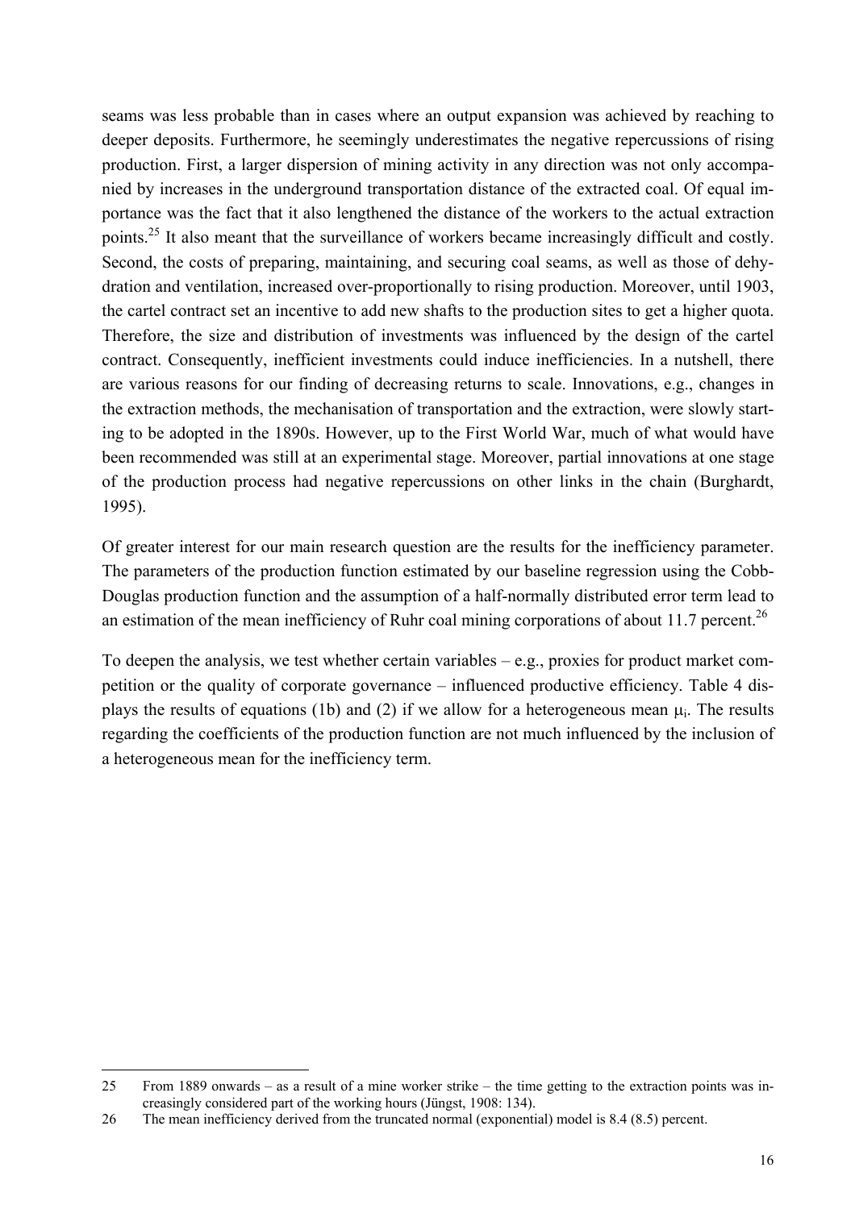seams was less probable than in cases where an output expansion was achieved by reaching to deeper deposits. Furthermore, he seemingly underestimates the negative repercussions of rising production. First, a larger dispersion of mining activity in any direction was not only accompanied by increases in the underground transportation distance of the extracted coal. Of equal importance was the fact that it also lengthened the distance of the workers to the actual extraction points.[25] It also meant that the surveillance of workers became increasingly difficult and costly. Second, the costs of preparing, maintaining, and securing coal seams, as well as those of dehydration and ventilation, increased over-proportionally to rising production. Moreover, until 1903, the cartel contract set an incentive to add new shafts to the production sites to get a higher quota. Therefore, the size and distribution of investments was influenced by the design of the cartel contract. Consequently, inefficient investments could induce inefficiencies. In a nutshell, there are various reasons for our finding of decreasing returns to scale. Innovations, e.g., changes in the extraction methods, the mechanisation of transportation and the extraction, were slowly starting to be adopted in the 1890s. However, up to the First World War, much of what would have been recommended was still at an experimental stage. Moreover, partial innovations at one stage of the production process had negative repercussions on other links in the chain (Burghardt, 1995).

Of greater interest for our main research question are the results for the inefficiency parameter. The parameters of the production function estimated by our baseline regression using the Cobb-Douglas production function and the assumption of a half-normally distributed error term lead to an estimation of the mean inefficiency of Ruhr coal mining corporations of about 11.7 percent.[26]

To deepen the analysis, we test whether certain variables – e.g., proxies for product market competition or the quality of corporate governance – influenced productive efficiency. Table 4 displays the results of equations (1b) and (2) if we allow for a heterogeneous mean $\mu_i$. The results regarding the coefficients of the production function are not much influenced by the inclusion of a heterogeneous mean for the inefficiency term.

---

25 From 1889 onwards – as a result of a mine worker strike – the time getting to the extraction points was increasingly considered part of the working hours (Jüngst, 1908: 134).

26 The mean inefficiency derived from the truncated normal (exponential) model is 8.4 (8.5) percent.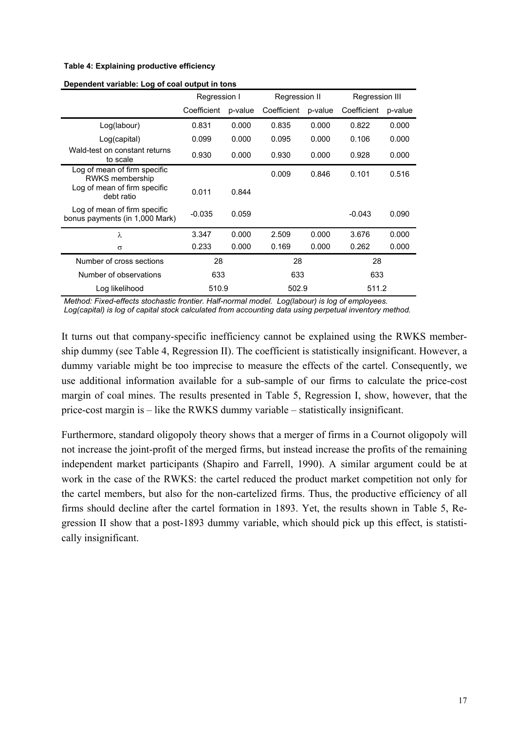**Table 4: Explaining productive efficiency**

**Dependent variable: Log of coal output in tons**

| | Regression I | | Regression II | | Regression III | |
|---|---|---|---|---|---|---|
| | Coefficient | p-value | Coefficient | p-value | Coefficient | p-value |
| Log(labour) | 0.831 | 0.000 | 0.835 | 0.000 | 0.822 | 0.000 |
| Log(capital) | 0.099 | 0.000 | 0.095 | 0.000 | 0.106 | 0.000 |
| Wald-test on constant returns to scale | 0.930 | 0.000 | 0.930 | 0.000 | 0.928 | 0.000 |
| Log of mean of firm specific RWKS membership | | | 0.009 | 0.846 | 0.101 | 0.516 |
| Log of mean of firm specific debt ratio | 0.011 | 0.844 | | | | |
| Log of mean of firm specific bonus payments (in 1,000 Mark) | -0.035 | 0.059 | | | -0.043 | 0.090 |
| $\lambda$ | 3.347 | 0.000 | 2.509 | 0.000 | 3.676 | 0.000 |
| $\sigma$ | 0.233 | 0.000 | 0.169 | 0.000 | 0.262 | 0.000 |
| Number of cross sections | 28 | | 28 | | 28 | |
| Number of observations | 633 | | 633 | | 633 | |
| Log likelihood | 510.9 | | 502.9 | | 511.2 | |

*Method: Fixed-effects stochastic frontier. Half-normal model. Log(labour) is log of employees. Log(capital) is log of capital stock calculated from accounting data using perpetual inventory method.*

It turns out that company-specific inefficiency cannot be explained using the RWKS membership dummy (see Table 4, Regression II). The coefficient is statistically insignificant. However, a dummy variable might be too imprecise to measure the effects of the cartel. Consequently, we use additional information available for a sub-sample of our firms to calculate the price-cost margin of coal mines. The results presented in Table 5, Regression I, show, however, that the price-cost margin is – like the RWKS dummy variable – statistically insignificant.

Furthermore, standard oligopoly theory shows that a merger of firms in a Cournot oligopoly will not increase the joint-profit of the merged firms, but instead increase the profits of the remaining independent market participants (Shapiro and Farrell, 1990). A similar argument could be at work in the case of the RWKS: the cartel reduced the product market competition not only for the cartel members, but also for the non-cartelized firms. Thus, the productive efficiency of all firms should decline after the cartel formation in 1893. Yet, the results shown in Table 5, Regression II show that a post-1893 dummy variable, which should pick up this effect, is statistically insignificant.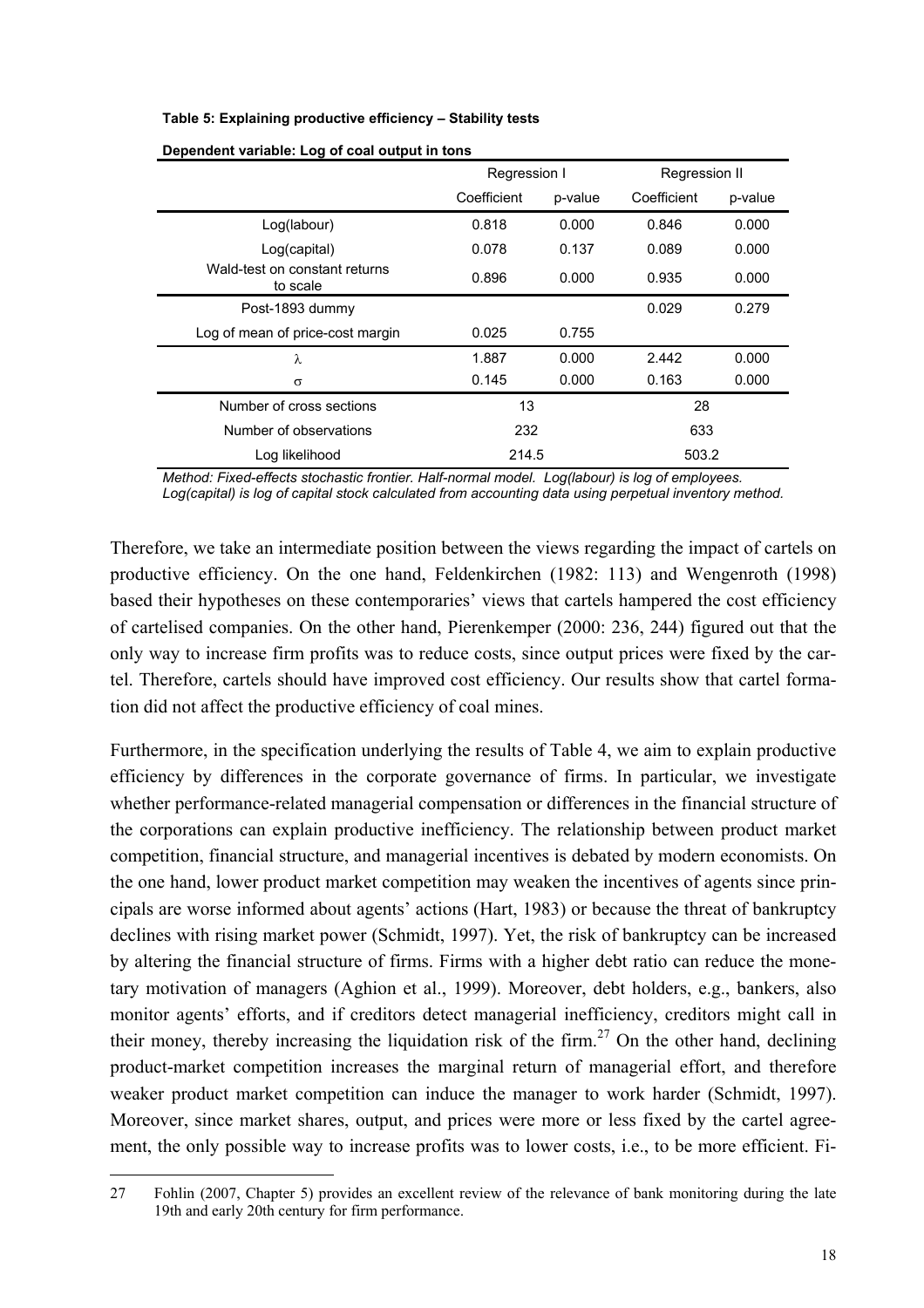**Table 5: Explaining productive efficiency – Stability tests**

**Dependent variable: Log of coal output in tons**

| | Regression I | | Regression II | |
|---|---|---|---|---|
| | Coefficient | p-value | Coefficient | p-value |
| Log(labour) | 0.818 | 0.000 | 0.846 | 0.000 |
| Log(capital) | 0.078 | 0.137 | 0.089 | 0.000 |
| Wald-test on constant returns to scale | 0.896 | 0.000 | 0.935 | 0.000 |
| Post-1893 dummy | | | 0.029 | 0.279 |
| Log of mean of price-cost margin | 0.025 | 0.755 | | |
| $\lambda$ | 1.887 | 0.000 | 2.442 | 0.000 |
| $\sigma$ | 0.145 | 0.000 | 0.163 | 0.000 |
| Number of cross sections | 13 | | 28 | |
| Number of observations | 232 | | 633 | |
| Log likelihood | 214.5 | | 503.2 | |

*Method: Fixed-effects stochastic frontier. Half-normal model. Log(labour) is log of employees. Log(capital) is log of capital stock calculated from accounting data using perpetual inventory method.*

Therefore, we take an intermediate position between the views regarding the impact of cartels on productive efficiency. On the one hand, Feldenkirchen (1982: 113) and Wengenroth (1998) based their hypotheses on these contemporaries' views that cartels hampered the cost efficiency of cartelised companies. On the other hand, Pierenkemper (2000: 236, 244) figured out that the only way to increase firm profits was to reduce costs, since output prices were fixed by the cartel. Therefore, cartels should have improved cost efficiency. Our results show that cartel formation did not affect the productive efficiency of coal mines.

Furthermore, in the specification underlying the results of Table 4, we aim to explain productive efficiency by differences in the corporate governance of firms. In particular, we investigate whether performance-related managerial compensation or differences in the financial structure of the corporations can explain productive inefficiency. The relationship between product market competition, financial structure, and managerial incentives is debated by modern economists. On the one hand, lower product market competition may weaken the incentives of agents since principals are worse informed about agents' actions (Hart, 1983) or because the threat of bankruptcy declines with rising market power (Schmidt, 1997). Yet, the risk of bankruptcy can be increased by altering the financial structure of firms. Firms with a higher debt ratio can reduce the monetary motivation of managers (Aghion et al., 1999). Moreover, debt holders, e.g., bankers, also monitor agents' efforts, and if creditors detect managerial inefficiency, creditors might call in their money, thereby increasing the liquidation risk of the firm.[27] On the other hand, declining product-market competition increases the marginal return of managerial effort, and therefore weaker product market competition can induce the manager to work harder (Schmidt, 1997). Moreover, since market shares, output, and prices were more or less fixed by the cartel agreement, the only possible way to increase profits was to lower costs, i.e., to be more efficient. Fi-

27 Fohlin (2007, Chapter 5) provides an excellent review of the relevance of bank monitoring during the late 19th and early 20th century for firm performance.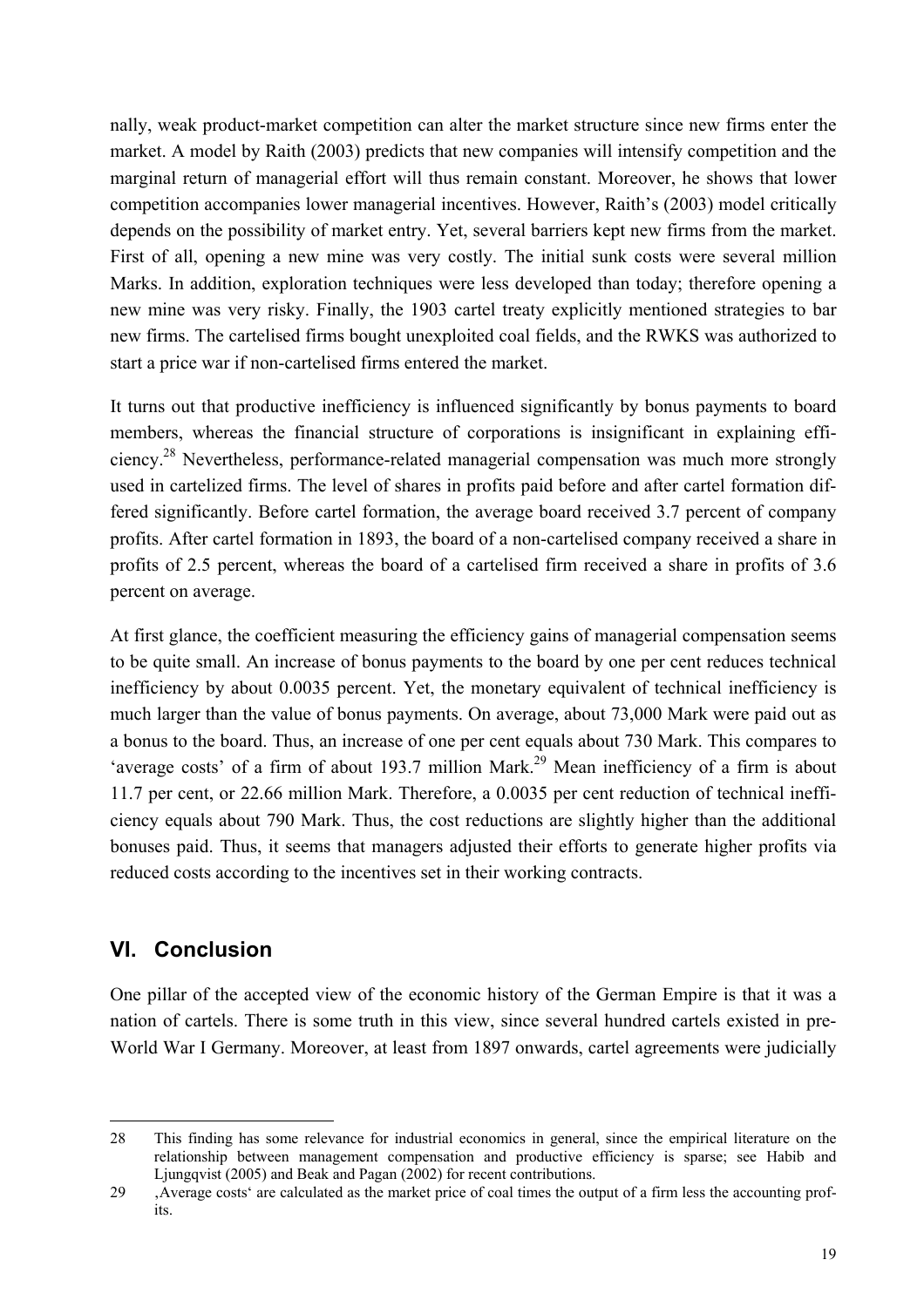nally, weak product-market competition can alter the market structure since new firms enter the market. A model by Raith (2003) predicts that new companies will intensify competition and the marginal return of managerial effort will thus remain constant. Moreover, he shows that lower competition accompanies lower managerial incentives. However, Raith's (2003) model critically depends on the possibility of market entry. Yet, several barriers kept new firms from the market. First of all, opening a new mine was very costly. The initial sunk costs were several million Marks. In addition, exploration techniques were less developed than today; therefore opening a new mine was very risky. Finally, the 1903 cartel treaty explicitly mentioned strategies to bar new firms. The cartelised firms bought unexploited coal fields, and the RWKS was authorized to start a price war if non-cartelised firms entered the market.

It turns out that productive inefficiency is influenced significantly by bonus payments to board members, whereas the financial structure of corporations is insignificant in explaining efficiency.[28] Nevertheless, performance-related managerial compensation was much more strongly used in cartelized firms. The level of shares in profits paid before and after cartel formation differed significantly. Before cartel formation, the average board received 3.7 percent of company profits. After cartel formation in 1893, the board of a non-cartelised company received a share in profits of 2.5 percent, whereas the board of a cartelised firm received a share in profits of 3.6 percent on average.

At first glance, the coefficient measuring the efficiency gains of managerial compensation seems to be quite small. An increase of bonus payments to the board by one per cent reduces technical inefficiency by about 0.0035 percent. Yet, the monetary equivalent of technical inefficiency is much larger than the value of bonus payments. On average, about 73,000 Mark were paid out as a bonus to the board. Thus, an increase of one per cent equals about 730 Mark. This compares to 'average costs' of a firm of about 193.7 million Mark.[29] Mean inefficiency of a firm is about 11.7 per cent, or 22.66 million Mark. Therefore, a 0.0035 per cent reduction of technical inefficiency equals about 790 Mark. Thus, the cost reductions are slightly higher than the additional bonuses paid. Thus, it seems that managers adjusted their efforts to generate higher profits via reduced costs according to the incentives set in their working contracts.

## VI. Conclusion

One pillar of the accepted view of the economic history of the German Empire is that it was a nation of cartels. There is some truth in this view, since several hundred cartels existed in pre-World War I Germany. Moreover, at least from 1897 onwards, cartel agreements were judicially

---

28 This finding has some relevance for industrial economics in general, since the empirical literature on the relationship between management compensation and productive efficiency is sparse; see Habib and Ljungqvist (2005) and Beak and Pagan (2002) for recent contributions.

29 ‚Average costs' are calculated as the market price of coal times the output of a firm less the accounting profits.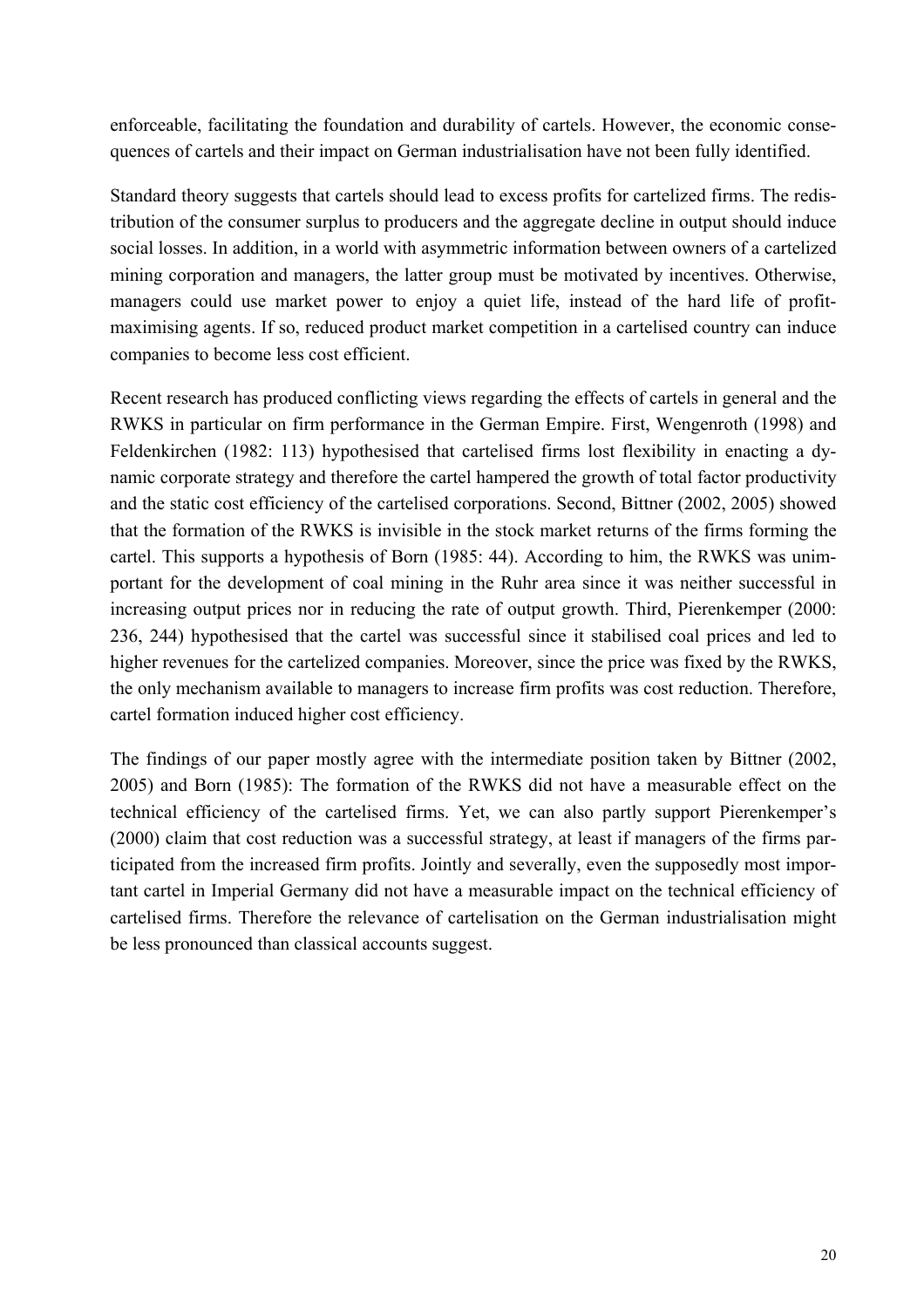enforceable, facilitating the foundation and durability of cartels. However, the economic consequences of cartels and their impact on German industrialisation have not been fully identified.

Standard theory suggests that cartels should lead to excess profits for cartelized firms. The redistribution of the consumer surplus to producers and the aggregate decline in output should induce social losses. In addition, in a world with asymmetric information between owners of a cartelized mining corporation and managers, the latter group must be motivated by incentives. Otherwise, managers could use market power to enjoy a quiet life, instead of the hard life of profit-maximising agents. If so, reduced product market competition in a cartelised country can induce companies to become less cost efficient.

Recent research has produced conflicting views regarding the effects of cartels in general and the RWKS in particular on firm performance in the German Empire. First, Wengenroth (1998) and Feldenkirchen (1982: 113) hypothesised that cartelised firms lost flexibility in enacting a dynamic corporate strategy and therefore the cartel hampered the growth of total factor productivity and the static cost efficiency of the cartelised corporations. Second, Bittner (2002, 2005) showed that the formation of the RWKS is invisible in the stock market returns of the firms forming the cartel. This supports a hypothesis of Born (1985: 44). According to him, the RWKS was unimportant for the development of coal mining in the Ruhr area since it was neither successful in increasing output prices nor in reducing the rate of output growth. Third, Pierenkemper (2000: 236, 244) hypothesised that the cartel was successful since it stabilised coal prices and led to higher revenues for the cartelized companies. Moreover, since the price was fixed by the RWKS, the only mechanism available to managers to increase firm profits was cost reduction. Therefore, cartel formation induced higher cost efficiency.

The findings of our paper mostly agree with the intermediate position taken by Bittner (2002, 2005) and Born (1985): The formation of the RWKS did not have a measurable effect on the technical efficiency of the cartelised firms. Yet, we can also partly support Pierenkemper's (2000) claim that cost reduction was a successful strategy, at least if managers of the firms participated from the increased firm profits. Jointly and severally, even the supposedly most important cartel in Imperial Germany did not have a measurable impact on the technical efficiency of cartelised firms. Therefore the relevance of cartelisation on the German industrialisation might be less pronounced than classical accounts suggest.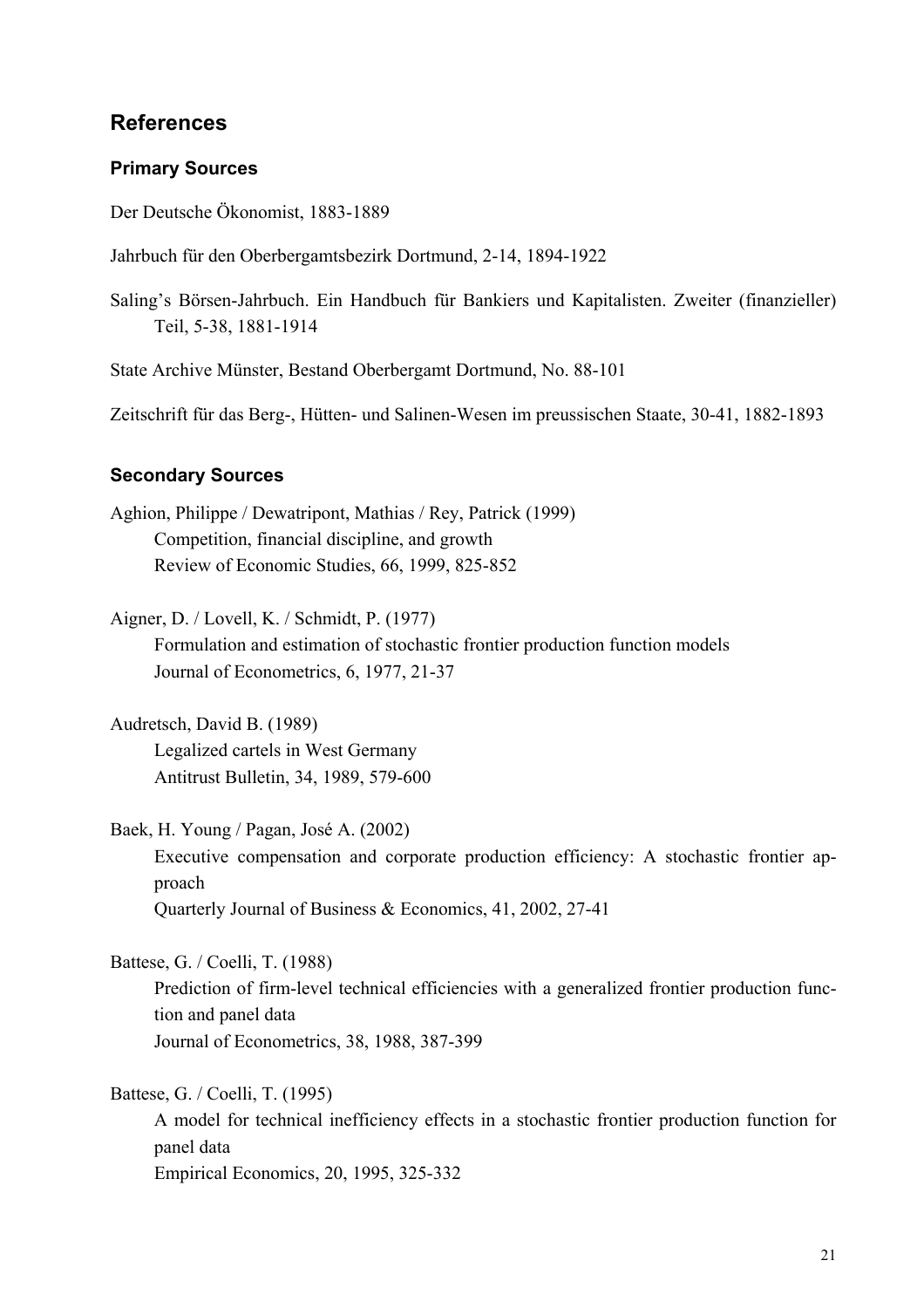## References

### Primary Sources

Der Deutsche Ökonomist, 1883-1889

Jahrbuch für den Oberbergamtsbezirk Dortmund, 2-14, 1894-1922

Saling's Börsen-Jahrbuch. Ein Handbuch für Bankiers und Kapitalisten. Zweiter (finanzieller) Teil, 5-38, 1881-1914

State Archive Münster, Bestand Oberbergamt Dortmund, No. 88-101

Zeitschrift für das Berg-, Hütten- und Salinen-Wesen im preussischen Staate, 30-41, 1882-1893

### Secondary Sources

Aghion, Philippe / Dewatripont, Mathias / Rey, Patrick (1999)
Competition, financial discipline, and growth
Review of Economic Studies, 66, 1999, 825-852

Aigner, D. / Lovell, K. / Schmidt, P. (1977)
Formulation and estimation of stochastic frontier production function models
Journal of Econometrics, 6, 1977, 21-37

Audretsch, David B. (1989)
Legalized cartels in West Germany
Antitrust Bulletin, 34, 1989, 579-600

Baek, H. Young / Pagan, José A. (2002)
Executive compensation and corporate production efficiency: A stochastic frontier approach
Quarterly Journal of Business & Economics, 41, 2002, 27-41

Battese, G. / Coelli, T. (1988)
Prediction of firm-level technical efficiencies with a generalized frontier production function and panel data
Journal of Econometrics, 38, 1988, 387-399

Battese, G. / Coelli, T. (1995)
A model for technical inefficiency effects in a stochastic frontier production function for panel data
Empirical Economics, 20, 1995, 325-332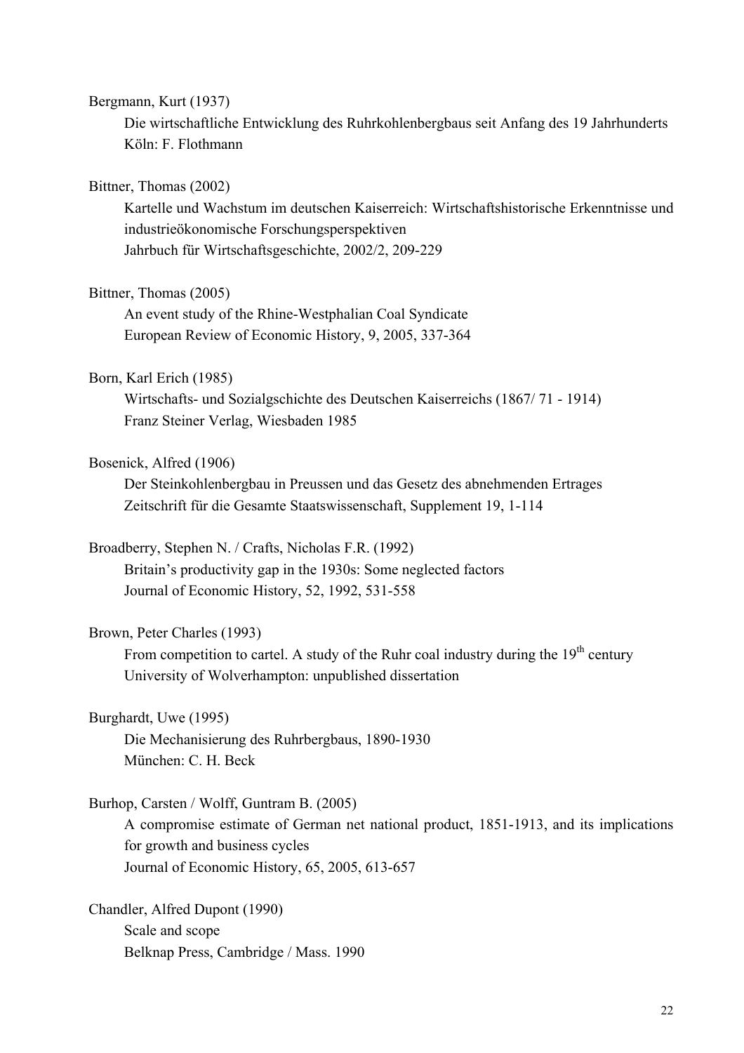Bergmann, Kurt (1937)

Die wirtschaftliche Entwicklung des Ruhrkohlenbergbaus seit Anfang des 19 Jahrhunderts
Köln: F. Flothmann

Bittner, Thomas (2002)

Kartelle und Wachstum im deutschen Kaiserreich: Wirtschaftshistorische Erkenntnisse und industrieökonomische Forschungsperspektiven
Jahrbuch für Wirtschaftsgeschichte, 2002/2, 209-229

Bittner, Thomas (2005)

An event study of the Rhine-Westphalian Coal Syndicate
European Review of Economic History, 9, 2005, 337-364

Born, Karl Erich (1985)

Wirtschafts- und Sozialgschichte des Deutschen Kaiserreichs (1867/ 71 - 1914)
Franz Steiner Verlag, Wiesbaden 1985

Bosenick, Alfred (1906)

Der Steinkohlenbergbau in Preussen und das Gesetz des abnehmenden Ertrages
Zeitschrift für die Gesamte Staatswissenschaft, Supplement 19, 1-114

Broadberry, Stephen N. / Crafts, Nicholas F.R. (1992)

Britain's productivity gap in the 1930s: Some neglected factors
Journal of Economic History, 52, 1992, 531-558

Brown, Peter Charles (1993)

From competition to cartel. A study of the Ruhr coal industry during the 19th century
University of Wolverhampton: unpublished dissertation

Burghardt, Uwe (1995)

Die Mechanisierung des Ruhrbergbaus, 1890-1930
München: C. H. Beck

Burhop, Carsten / Wolff, Guntram B. (2005)

A compromise estimate of German net national product, 1851-1913, and its implications for growth and business cycles
Journal of Economic History, 65, 2005, 613-657

Chandler, Alfred Dupont (1990)

Scale and scope
Belknap Press, Cambridge / Mass. 1990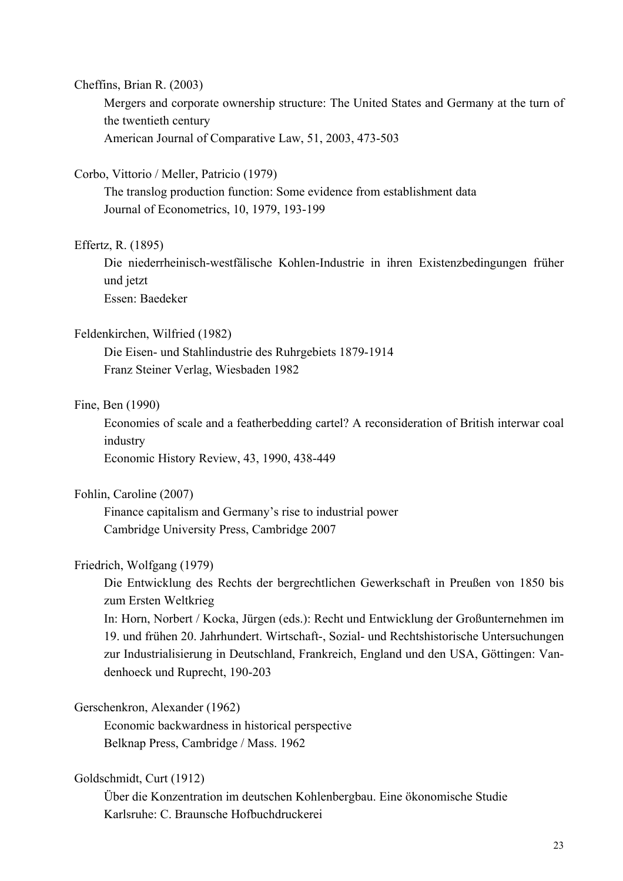Cheffins, Brian R. (2003)

Mergers and corporate ownership structure: The United States and Germany at the turn of the twentieth century
American Journal of Comparative Law, 51, 2003, 473-503

Corbo, Vittorio / Meller, Patricio (1979)

The translog production function: Some evidence from establishment data
Journal of Econometrics, 10, 1979, 193-199

Effertz, R. (1895)

Die niederrheinisch-westfälische Kohlen-Industrie in ihren Existenzbedingungen früher und jetzt
Essen: Baedeker

Feldenkirchen, Wilfried (1982)

Die Eisen- und Stahlindustrie des Ruhrgebiets 1879-1914
Franz Steiner Verlag, Wiesbaden 1982

Fine, Ben (1990)

Economies of scale and a featherbedding cartel? A reconsideration of British interwar coal industry
Economic History Review, 43, 1990, 438-449

Fohlin, Caroline (2007)

Finance capitalism and Germany's rise to industrial power
Cambridge University Press, Cambridge 2007

Friedrich, Wolfgang (1979)

Die Entwicklung des Rechts der bergrechtlichen Gewerkschaft in Preußen von 1850 bis zum Ersten Weltkrieg
In: Horn, Norbert / Kocka, Jürgen (eds.): Recht und Entwicklung der Großunternehmen im 19. und frühen 20. Jahrhundert. Wirtschaft-, Sozial- und Rechtshistorische Untersuchungen zur Industrialisierung in Deutschland, Frankreich, England und den USA, Göttingen: Vandenhoeck und Ruprecht, 190-203

Gerschenkron, Alexander (1962)

Economic backwardness in historical perspective
Belknap Press, Cambridge / Mass. 1962

Goldschmidt, Curt (1912)

Über die Konzentration im deutschen Kohlenbergbau. Eine ökonomische Studie
Karlsruhe: C. Braunsche Hofbuchdruckerei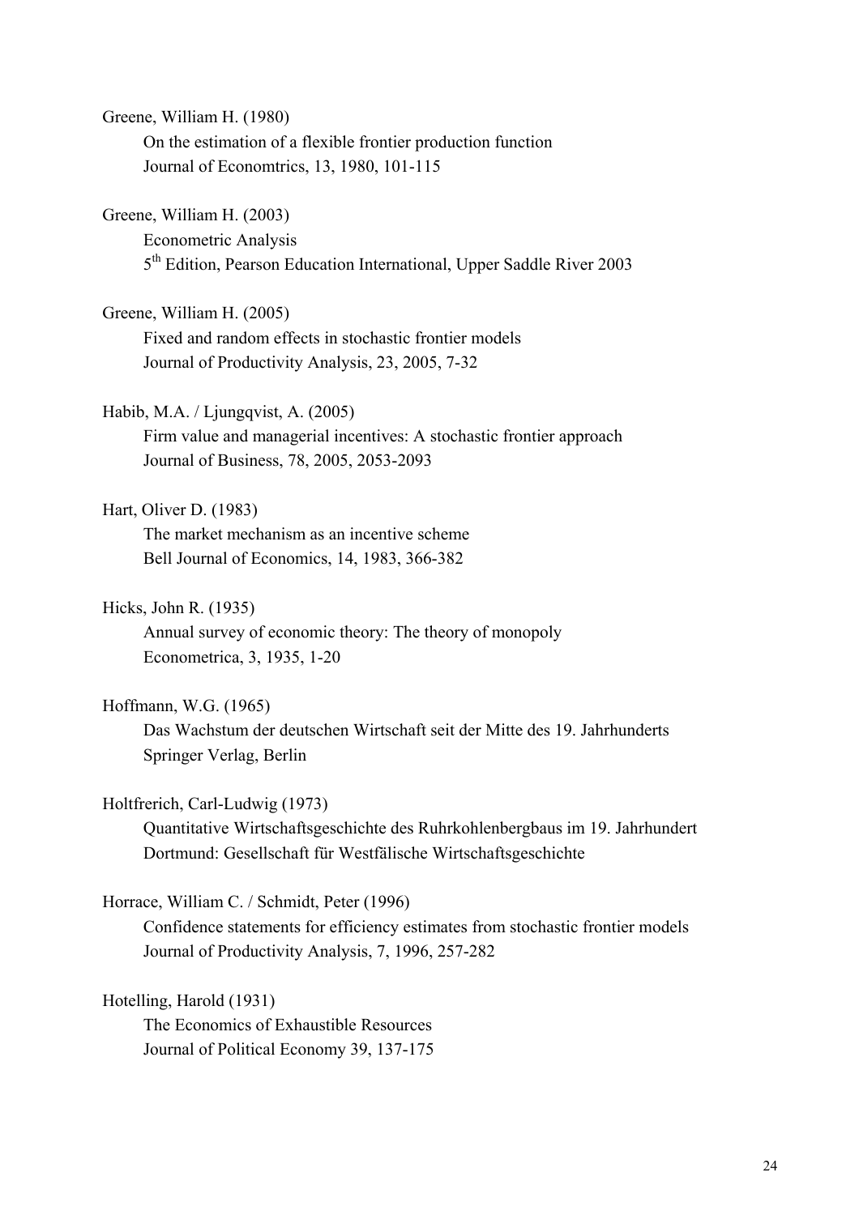Greene, William H. (1980)
On the estimation of a flexible frontier production function
Journal of Economtrics, 13, 1980, 101-115

Greene, William H. (2003)
Econometric Analysis
5th Edition, Pearson Education International, Upper Saddle River 2003

Greene, William H. (2005)
Fixed and random effects in stochastic frontier models
Journal of Productivity Analysis, 23, 2005, 7-32

Habib, M.A. / Ljungqvist, A. (2005)
Firm value and managerial incentives: A stochastic frontier approach
Journal of Business, 78, 2005, 2053-2093

Hart, Oliver D. (1983)
The market mechanism as an incentive scheme
Bell Journal of Economics, 14, 1983, 366-382

Hicks, John R. (1935)
Annual survey of economic theory: The theory of monopoly
Econometrica, 3, 1935, 1-20

Hoffmann, W.G. (1965)
Das Wachstum der deutschen Wirtschaft seit der Mitte des 19. Jahrhunderts
Springer Verlag, Berlin

Holtfrerich, Carl-Ludwig (1973)
Quantitative Wirtschaftsgeschichte des Ruhrkohlenbergbaus im 19. Jahrhundert
Dortmund: Gesellschaft für Westfälische Wirtschaftsgeschichte

Horrace, William C. / Schmidt, Peter (1996)
Confidence statements for efficiency estimates from stochastic frontier models
Journal of Productivity Analysis, 7, 1996, 257-282

Hotelling, Harold (1931)
The Economics of Exhaustible Resources
Journal of Political Economy 39, 137-175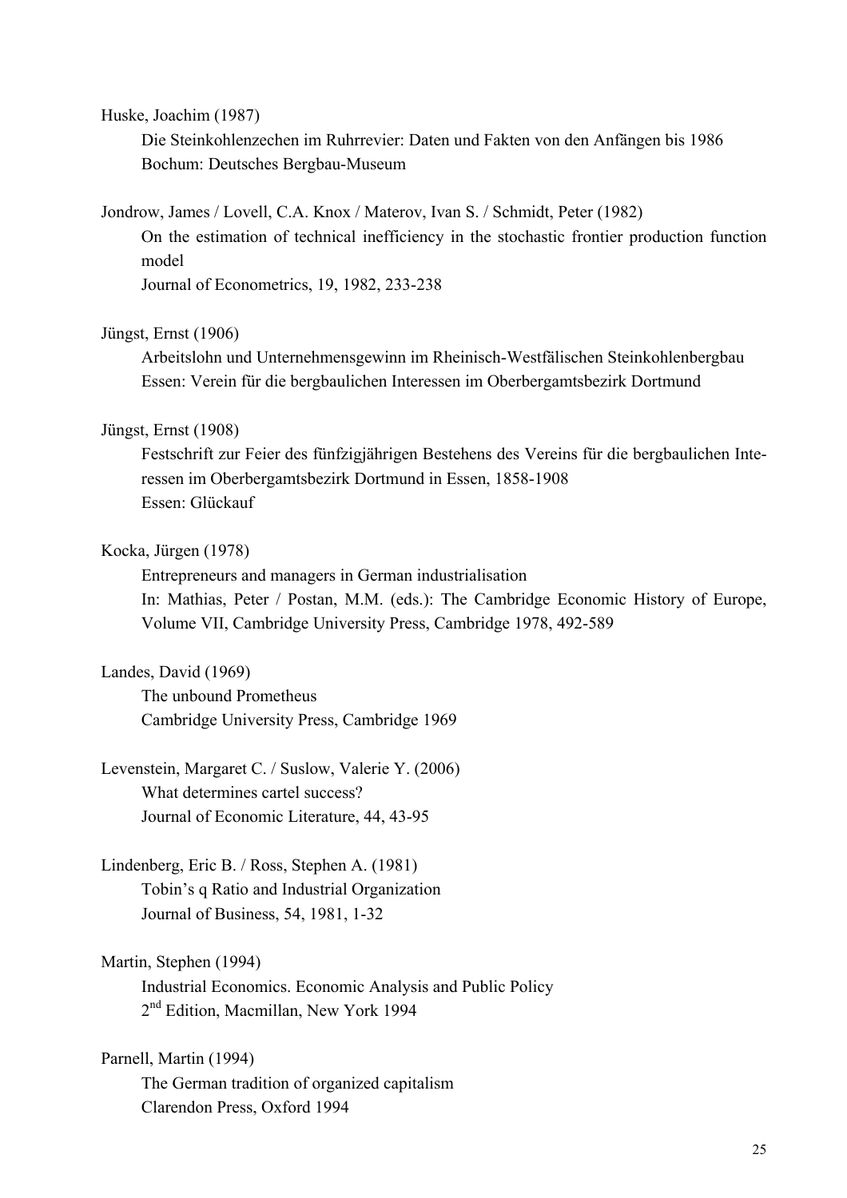Huske, Joachim (1987)

Die Steinkohlenzechen im Ruhrrevier: Daten und Fakten von den Anfängen bis 1986
Bochum: Deutsches Bergbau-Museum

Jondrow, James / Lovell, C.A. Knox / Materov, Ivan S. / Schmidt, Peter (1982)

On the estimation of technical inefficiency in the stochastic frontier production function model
Journal of Econometrics, 19, 1982, 233-238

Jüngst, Ernst (1906)

Arbeitslohn und Unternehmensgewinn im Rheinisch-Westfälischen Steinkohlenbergbau
Essen: Verein für die bergbaulichen Interessen im Oberbergamtsbezirk Dortmund

Jüngst, Ernst (1908)

Festschrift zur Feier des fünfzigjährigen Bestehens des Vereins für die bergbaulichen Interessen im Oberbergamtsbezirk Dortmund in Essen, 1858-1908
Essen: Glückauf

Kocka, Jürgen (1978)

Entrepreneurs and managers in German industrialisation
In: Mathias, Peter / Postan, M.M. (eds.): The Cambridge Economic History of Europe, Volume VII, Cambridge University Press, Cambridge 1978, 492-589

Landes, David (1969)

The unbound Prometheus
Cambridge University Press, Cambridge 1969

Levenstein, Margaret C. / Suslow, Valerie Y. (2006)

What determines cartel success?
Journal of Economic Literature, 44, 43-95

Lindenberg, Eric B. / Ross, Stephen A. (1981)

Tobin's q Ratio and Industrial Organization
Journal of Business, 54, 1981, 1-32

Martin, Stephen (1994)

Industrial Economics. Economic Analysis and Public Policy
2nd Edition, Macmillan, New York 1994

Parnell, Martin (1994)

The German tradition of organized capitalism
Clarendon Press, Oxford 1994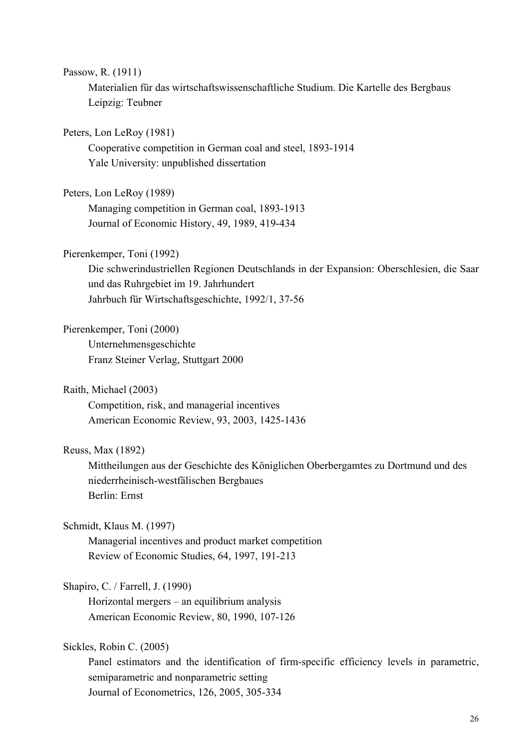Passow, R. (1911)
Materialien für das wirtschaftswissenschaftliche Studium. Die Kartelle des Bergbaus
Leipzig: Teubner

Peters, Lon LeRoy (1981)
Cooperative competition in German coal and steel, 1893-1914
Yale University: unpublished dissertation

Peters, Lon LeRoy (1989)
Managing competition in German coal, 1893-1913
Journal of Economic History, 49, 1989, 419-434

Pierenkemper, Toni (1992)
Die schwerindustriellen Regionen Deutschlands in der Expansion: Oberschlesien, die Saar und das Ruhrgebiet im 19. Jahrhundert
Jahrbuch für Wirtschaftsgeschichte, 1992/1, 37-56

Pierenkemper, Toni (2000)
Unternehmensgeschichte
Franz Steiner Verlag, Stuttgart 2000

Raith, Michael (2003)
Competition, risk, and managerial incentives
American Economic Review, 93, 2003, 1425-1436

Reuss, Max (1892)
Mittheilungen aus der Geschichte des Königlichen Oberbergamtes zu Dortmund und des niederrheinisch-westfälischen Bergbaues
Berlin: Ernst

Schmidt, Klaus M. (1997)
Managerial incentives and product market competition
Review of Economic Studies, 64, 1997, 191-213

Shapiro, C. / Farrell, J. (1990)
Horizontal mergers – an equilibrium analysis
American Economic Review, 80, 1990, 107-126

Sickles, Robin C. (2005)
Panel estimators and the identification of firm-specific efficiency levels in parametric, semiparametric and nonparametric setting
Journal of Econometrics, 126, 2005, 305-334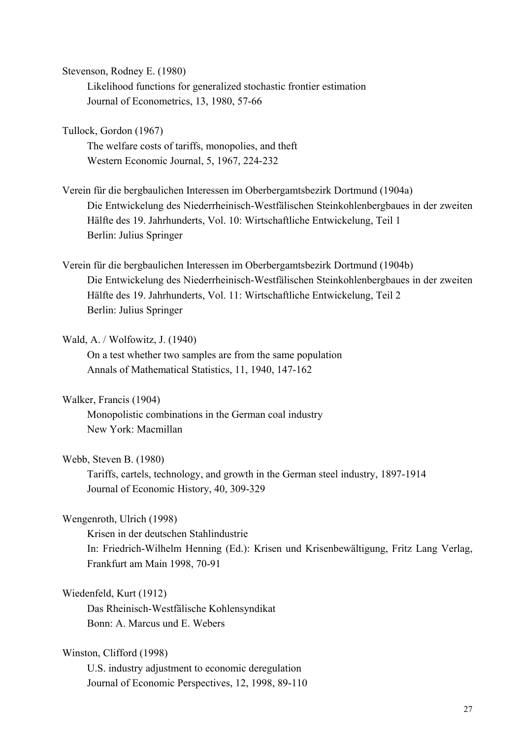Stevenson, Rodney E. (1980)
Likelihood functions for generalized stochastic frontier estimation
Journal of Econometrics, 13, 1980, 57-66

Tullock, Gordon (1967)
The welfare costs of tariffs, monopolies, and theft
Western Economic Journal, 5, 1967, 224-232

Verein für die bergbaulichen Interessen im Oberbergamtsbezirk Dortmund (1904a)
Die Entwickelung des Niederrheinisch-Westfälischen Steinkohlenbergbaues in der zweiten Hälfte des 19. Jahrhunderts, Vol. 10: Wirtschaftliche Entwickelung, Teil 1
Berlin: Julius Springer

Verein für die bergbaulichen Interessen im Oberbergamtsbezirk Dortmund (1904b)
Die Entwickelung des Niederrheinisch-Westfälischen Steinkohlenbergbaues in der zweiten Hälfte des 19. Jahrhunderts, Vol. 11: Wirtschaftliche Entwickelung, Teil 2
Berlin: Julius Springer

Wald, A. / Wolfowitz, J. (1940)
On a test whether two samples are from the same population
Annals of Mathematical Statistics, 11, 1940, 147-162

Walker, Francis (1904)
Monopolistic combinations in the German coal industry
New York: Macmillan

Webb, Steven B. (1980)
Tariffs, cartels, technology, and growth in the German steel industry, 1897-1914
Journal of Economic History, 40, 309-329

Wengenroth, Ulrich (1998)
Krisen in der deutschen Stahlindustrie
In: Friedrich-Wilhelm Henning (Ed.): Krisen und Krisenbewältigung, Fritz Lang Verlag, Frankfurt am Main 1998, 70-91

Wiedenfeld, Kurt (1912)
Das Rheinisch-Westfälische Kohlensyndikat
Bonn: A. Marcus und E. Webers

Winston, Clifford (1998)
U.S. industry adjustment to economic deregulation
Journal of Economic Perspectives, 12, 1998, 89-110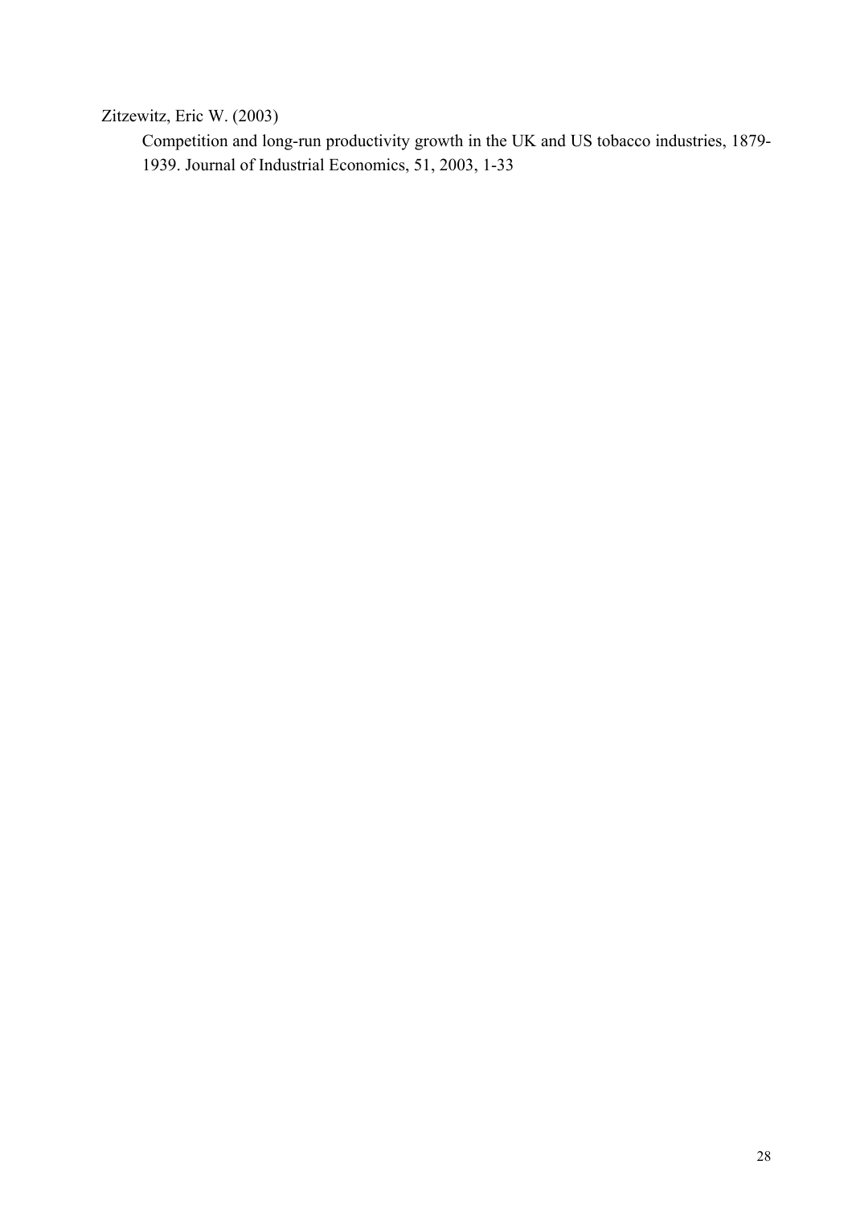Zitzewitz, Eric W. (2003)

Competition and long-run productivity growth in the UK and US tobacco industries, 1879-1939. Journal of Industrial Economics, 51, 2003, 1-33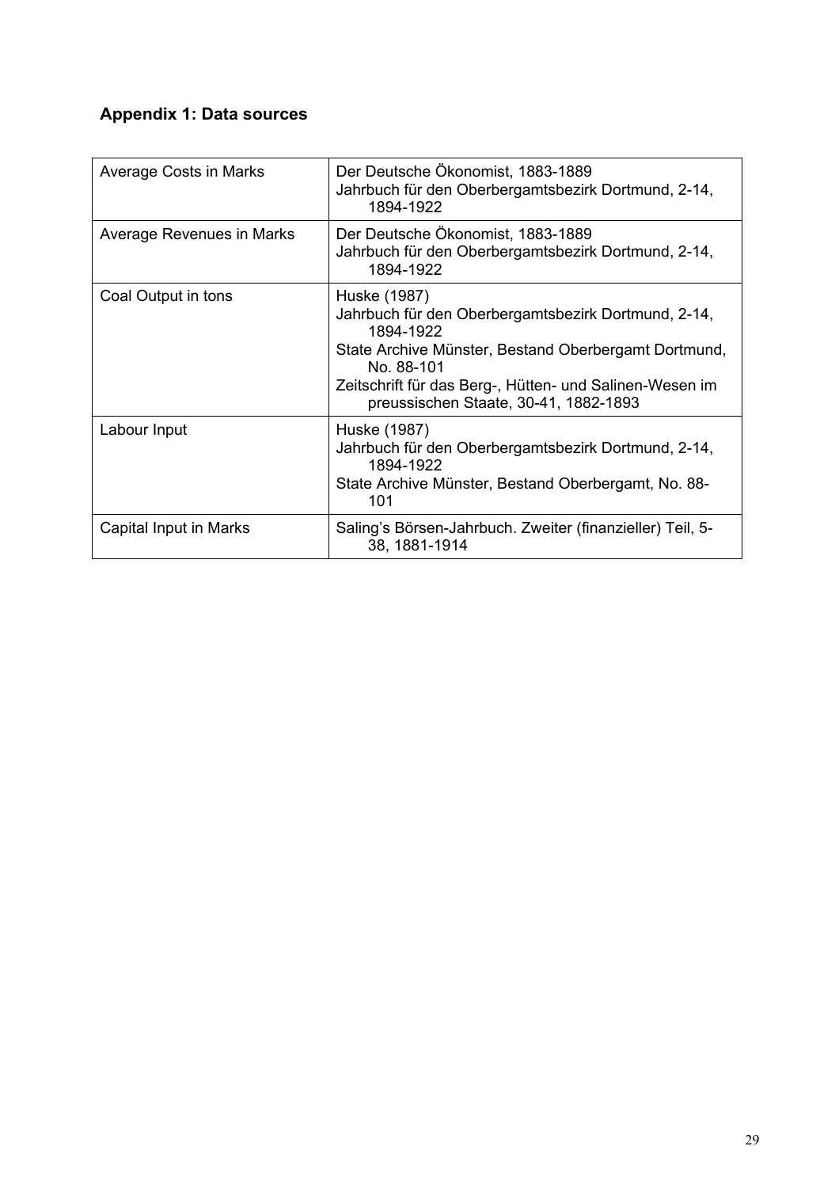## Appendix 1: Data sources

| | |
|---|---|
| Average Costs in Marks | Der Deutsche Ökonomist, 1883-1889<br>Jahrbuch für den Oberbergamtsbezirk Dortmund, 2-14, 1894-1922 |
| Average Revenues in Marks | Der Deutsche Ökonomist, 1883-1889<br>Jahrbuch für den Oberbergamtsbezirk Dortmund, 2-14, 1894-1922 |
| Coal Output in tons | Huske (1987)<br>Jahrbuch für den Oberbergamtsbezirk Dortmund, 2-14, 1894-1922<br>State Archive Münster, Bestand Oberbergamt Dortmund, No. 88-101<br>Zeitschrift für das Berg-, Hütten- und Salinen-Wesen im preussischen Staate, 30-41, 1882-1893 |
| Labour Input | Huske (1987)<br>Jahrbuch für den Oberbergamtsbezirk Dortmund, 2-14, 1894-1922<br>State Archive Münster, Bestand Oberbergamt, No. 88-101 |
| Capital Input in Marks | Saling's Börsen-Jahrbuch. Zweiter (finanzieller) Teil, 5-38, 1881-1914 |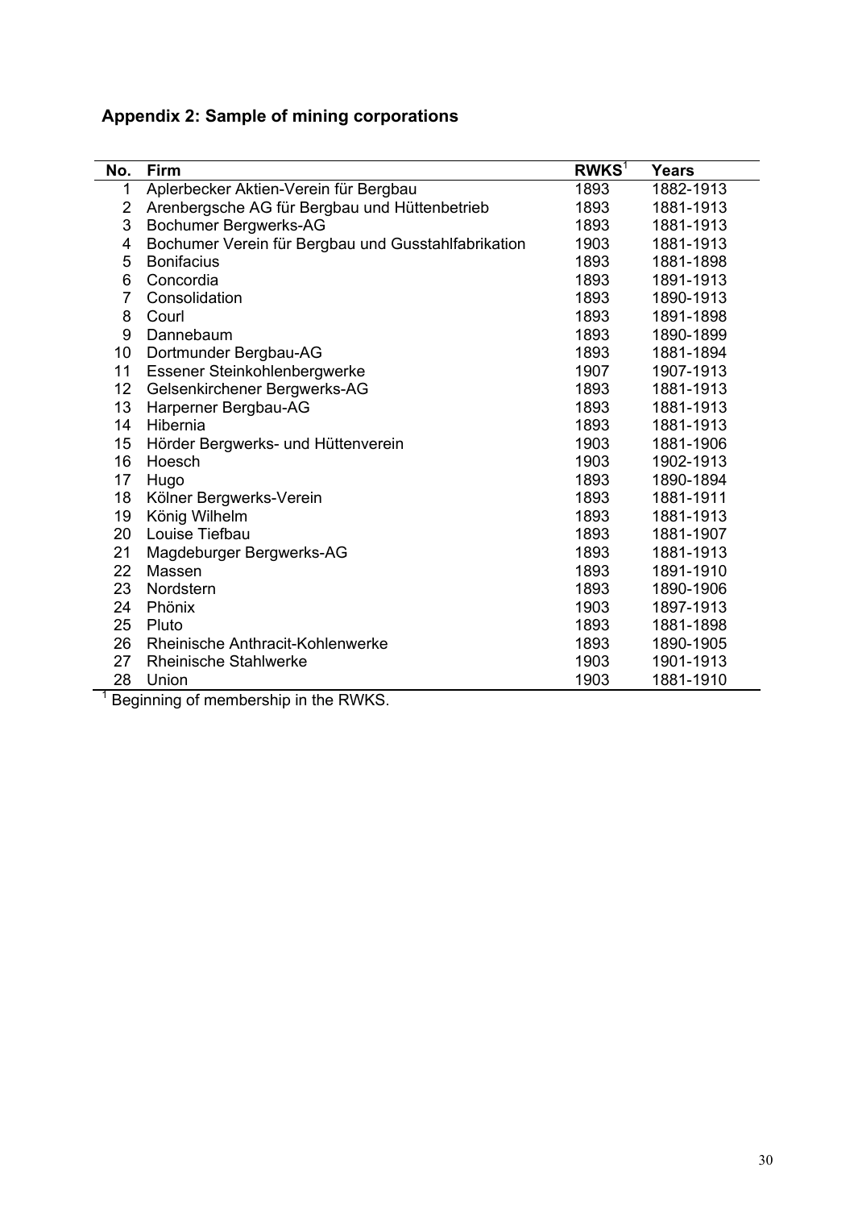## Appendix 2: Sample of mining corporations

| No. | Firm | RWKS[1] | Years |
|---|---|---|---|
| 1 | Aplerbecker Aktien-Verein für Bergbau | 1893 | 1882-1913 |
| 2 | Arenbergsche AG für Bergbau und Hüttenbetrieb | 1893 | 1881-1913 |
| 3 | Bochumer Bergwerks-AG | 1893 | 1881-1913 |
| 4 | Bochumer Verein für Bergbau und Gusstahlfabrikation | 1903 | 1881-1913 |
| 5 | Bonifacius | 1893 | 1881-1898 |
| 6 | Concordia | 1893 | 1891-1913 |
| 7 | Consolidation | 1893 | 1890-1913 |
| 8 | Courl | 1893 | 1891-1898 |
| 9 | Dannebaum | 1893 | 1890-1899 |
| 10 | Dortmunder Bergbau-AG | 1893 | 1881-1894 |
| 11 | Essener Steinkohlenbergwerke | 1907 | 1907-1913 |
| 12 | Gelsenkirchener Bergwerks-AG | 1893 | 1881-1913 |
| 13 | Harperner Bergbau-AG | 1893 | 1881-1913 |
| 14 | Hibernia | 1893 | 1881-1913 |
| 15 | Hörder Bergwerks- und Hüttenverein | 1903 | 1881-1906 |
| 16 | Hoesch | 1903 | 1902-1913 |
| 17 | Hugo | 1893 | 1890-1894 |
| 18 | Kölner Bergwerks-Verein | 1893 | 1881-1911 |
| 19 | König Wilhelm | 1893 | 1881-1913 |
| 20 | Louise Tiefbau | 1893 | 1881-1907 |
| 21 | Magdeburger Bergwerks-AG | 1893 | 1881-1913 |
| 22 | Massen | 1893 | 1891-1910 |
| 23 | Nordstern | 1893 | 1890-1906 |
| 24 | Phönix | 1903 | 1897-1913 |
| 25 | Pluto | 1893 | 1881-1898 |
| 26 | Rheinische Anthracit-Kohlenwerke | 1893 | 1890-1905 |
| 27 | Rheinische Stahlwerke | 1903 | 1901-1913 |
| 28 | Union | 1903 | 1881-1910 |

[1] Beginning of membership in the RWKS.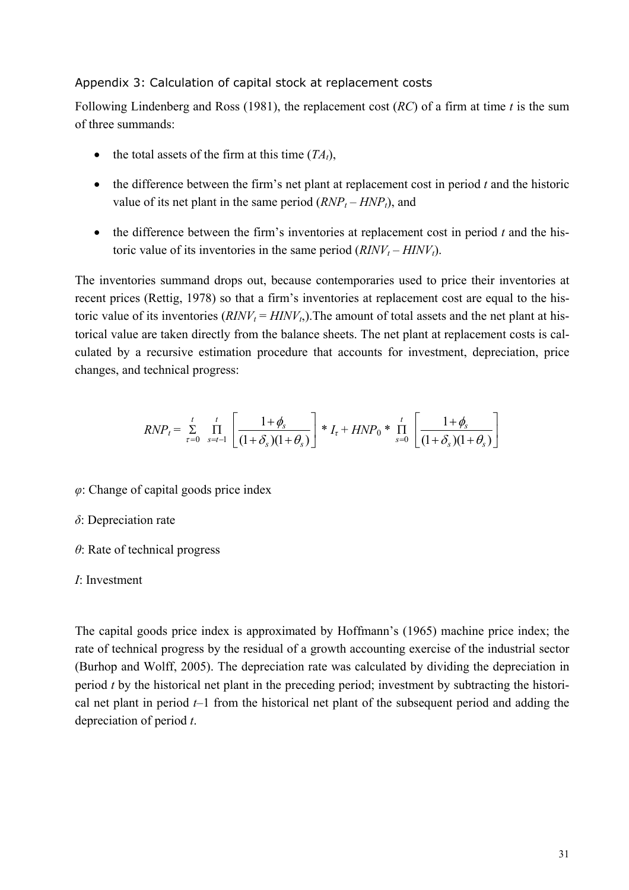## Appendix 3: Calculation of capital stock at replacement costs

Following Lindenberg and Ross (1981), the replacement cost (*RC*) of a firm at time *t* is the sum of three summands:

- the total assets of the firm at this time ($TA_t$),
- the difference between the firm's net plant at replacement cost in period *t* and the historic value of its net plant in the same period ($RNP_t - HNP_t$), and
- the difference between the firm's inventories at replacement cost in period *t* and the historic value of its inventories in the same period ($RINV_t - HINV_t$).

The inventories summand drops out, because contemporaries used to price their inventories at recent prices (Rettig, 1978) so that a firm's inventories at replacement cost are equal to the historic value of its inventories ($RINV_t = HINV_t$,).The amount of total assets and the net plant at historical value are taken directly from the balance sheets. The net plant at replacement costs is calculated by a recursive estimation procedure that accounts for investment, depreciation, price changes, and technical progress:

$$RNP_t = \sum_{\tau=0}^{t} \prod_{s=t-1}^{t} \left[ \frac{1+\phi_s}{(1+\delta_s)(1+\theta_s)} \right] * I_\tau + HNP_0 * \prod_{s=0}^{t} \left[ \frac{1+\phi_s}{(1+\delta_s)(1+\theta_s)} \right]$$

$\varphi$: Change of capital goods price index

$\delta$: Depreciation rate

$\theta$: Rate of technical progress

$I$: Investment

The capital goods price index is approximated by Hoffmann's (1965) machine price index; the rate of technical progress by the residual of a growth accounting exercise of the industrial sector (Burhop and Wolff, 2005). The depreciation rate was calculated by dividing the depreciation in period *t* by the historical net plant in the preceding period; investment by subtracting the historical net plant in period *t*–1 from the historical net plant of the subsequent period and adding the depreciation of period *t*.